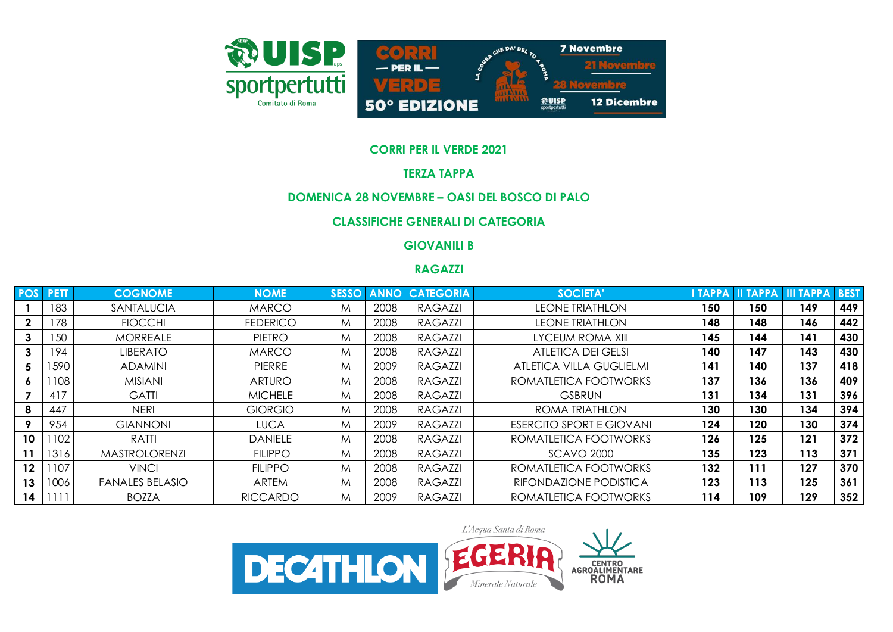**CORRI PER IL VERDE 2021**

**TERZA TAPPA**

**DOMENICA 28 NOVEMBRE – OASI DEL BOSCO DI PALO**

**CLASSIFICHE GENERALI DI CATEGORIA**

**GIOVANILI B**

**RAGAZZI**

| POS | PETT | COGNOME | NOME | SESSO | ANNO | CATEGORIA | SOCIETA' | I TAPPA | II TAPPA | III TAPPA | BEST |
|---|---|---|---|---|---|---|---|---|---|---|---|
| 1 | 183 | SANTALUCIA | MARCO | M | 2008 | RAGAZZI | LEONE TRIATHLON | 150 | 150 | 149 | 449 |
| 2 | 178 | FIOCCHI | FEDERICO | M | 2008 | RAGAZZI | LEONE TRIATHLON | 148 | 148 | 146 | 442 |
| 3 | 150 | MORREALE | PIETRO | M | 2008 | RAGAZZI | LYCEUM ROMA XIII | 145 | 144 | 141 | 430 |
| 3 | 194 | LIBERATO | MARCO | M | 2008 | RAGAZZI | ATLETICA DEI GELSI | 140 | 147 | 143 | 430 |
| 5 | 1590 | ADAMINI | PIERRE | M | 2009 | RAGAZZI | ATLETICA VILLA GUGLIELMI | 141 | 140 | 137 | 418 |
| 6 | 1108 | MISIANI | ARTURO | M | 2008 | RAGAZZI | ROMATLETICA FOOTWORKS | 137 | 136 | 136 | 409 |
| 7 | 417 | GATTI | MICHELE | M | 2008 | RAGAZZI | GSBRUN | 131 | 134 | 131 | 396 |
| 8 | 447 | NERI | GIORGIO | M | 2008 | RAGAZZI | ROMA TRIATHLON | 130 | 130 | 134 | 394 |
| 9 | 954 | GIANNONI | LUCA | M | 2009 | RAGAZZI | ESERCITO SPORT E GIOVANI | 124 | 120 | 130 | 374 |
| 10 | 1102 | RATTI | DANIELE | M | 2008 | RAGAZZI | ROMATLETICA FOOTWORKS | 126 | 125 | 121 | 372 |
| 11 | 1316 | MASTROLORENZI | FILIPPO | M | 2008 | RAGAZZI | SCAVO 2000 | 135 | 123 | 113 | 371 |
| 12 | 1107 | VINCI | FILIPPO | M | 2008 | RAGAZZI | ROMATLETICA FOOTWORKS | 132 | 111 | 127 | 370 |
| 13 | 1006 | FANALES BELASIO | ARTEM | M | 2008 | RAGAZZI | RIFONDAZIONE PODISTICA | 123 | 113 | 125 | 361 |
| 14 | 1111 | BOZZA | RICCARDO | M | 2009 | RAGAZZI | ROMATLETICA FOOTWORKS | 114 | 109 | 129 | 352 |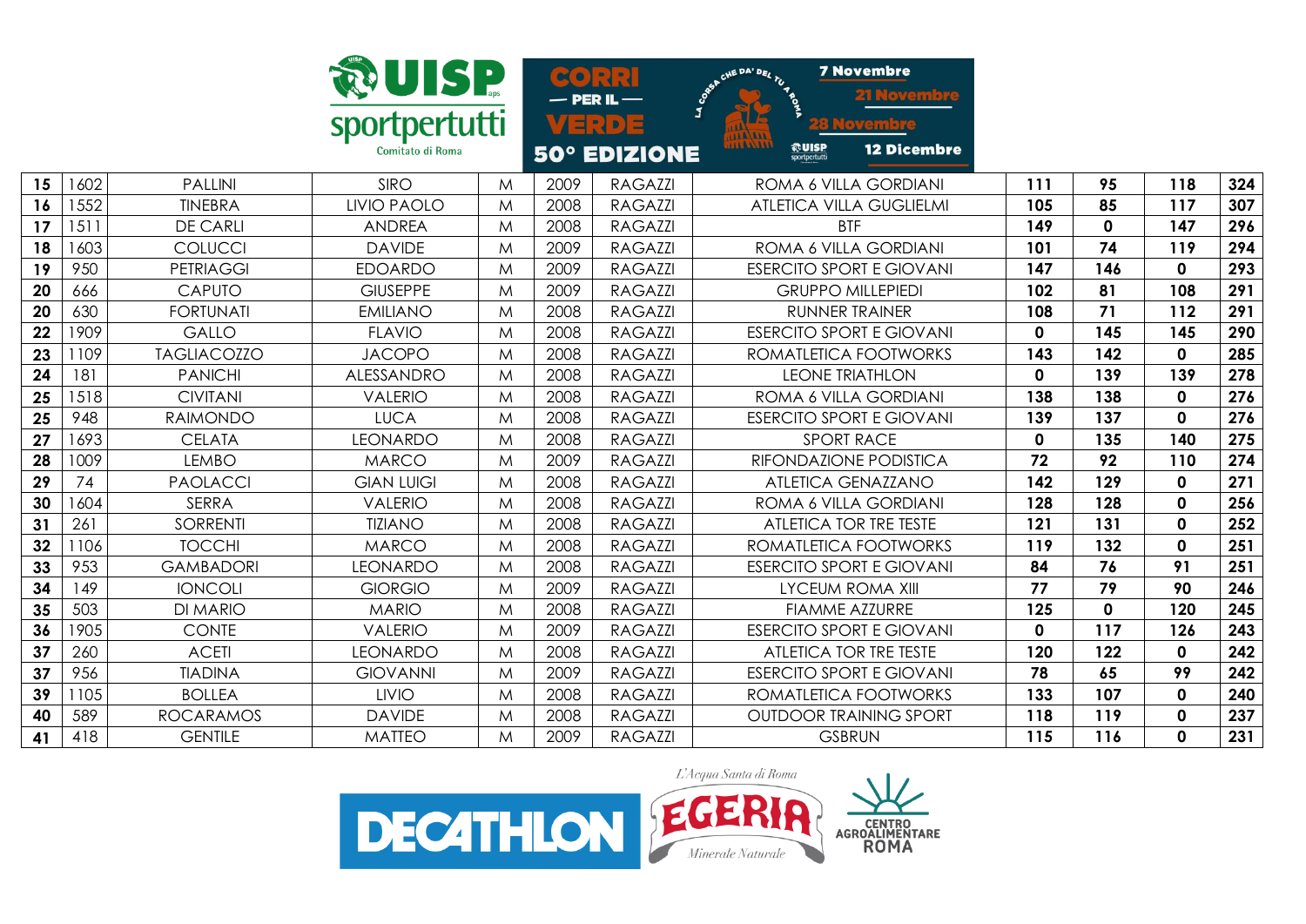| 15 | 1602 | PALLINI | SIRO | M | 2009 | RAGAZZI | ROMA 6 VILLA GORDIANI | 111 | 95 | 118 | 324 |
|---|---|---|---|---|---|---|---|---|---|---|---|
| 16 | 1552 | TINEBRA | LIVIO PAOLO | M | 2008 | RAGAZZI | ATLETICA VILLA GUGLIELMI | 105 | 85 | 117 | 307 |
| 17 | 1511 | DE CARLI | ANDREA | M | 2008 | RAGAZZI | BTF | 149 | 0 | 147 | 296 |
| 18 | 1603 | COLUCCI | DAVIDE | M | 2009 | RAGAZZI | ROMA 6 VILLA GORDIANI | 101 | 74 | 119 | 294 |
| 19 | 950 | PETRIAGGI | EDOARDO | M | 2009 | RAGAZZI | ESERCITO SPORT E GIOVANI | 147 | 146 | 0 | 293 |
| 20 | 666 | CAPUTO | GIUSEPPE | M | 2009 | RAGAZZI | GRUPPO MILLEPIEDI | 102 | 81 | 108 | 291 |
| 20 | 630 | FORTUNATI | EMILIANO | M | 2008 | RAGAZZI | RUNNER TRAINER | 108 | 71 | 112 | 291 |
| 22 | 1909 | GALLO | FLAVIO | M | 2008 | RAGAZZI | ESERCITO SPORT E GIOVANI | 0 | 145 | 145 | 290 |
| 23 | 1109 | TAGLIACOZZO | JACOPO | M | 2008 | RAGAZZI | ROMATLETICA FOOTWORKS | 143 | 142 | 0 | 285 |
| 24 | 181 | PANICHI | ALESSANDRO | M | 2008 | RAGAZZI | LEONE TRIATHLON | 0 | 139 | 139 | 278 |
| 25 | 1518 | CIVITANI | VALERIO | M | 2008 | RAGAZZI | ROMA 6 VILLA GORDIANI | 138 | 138 | 0 | 276 |
| 25 | 948 | RAIMONDO | LUCA | M | 2008 | RAGAZZI | ESERCITO SPORT E GIOVANI | 139 | 137 | 0 | 276 |
| 27 | 1693 | CELATA | LEONARDO | M | 2008 | RAGAZZI | SPORT RACE | 0 | 135 | 140 | 275 |
| 28 | 1009 | LEMBO | MARCO | M | 2009 | RAGAZZI | RIFONDAZIONE PODISTICA | 72 | 92 | 110 | 274 |
| 29 | 74 | PAOLACCI | GIAN LUIGI | M | 2008 | RAGAZZI | ATLETICA GENAZZANO | 142 | 129 | 0 | 271 |
| 30 | 1604 | SERRA | VALERIO | M | 2008 | RAGAZZI | ROMA 6 VILLA GORDIANI | 128 | 128 | 0 | 256 |
| 31 | 261 | SORRENTI | TIZIANO | M | 2008 | RAGAZZI | ATLETICA TOR TRE TESTE | 121 | 131 | 0 | 252 |
| 32 | 1106 | TOCCHI | MARCO | M | 2008 | RAGAZZI | ROMATLETICA FOOTWORKS | 119 | 132 | 0 | 251 |
| 33 | 953 | GAMBADORI | LEONARDO | M | 2008 | RAGAZZI | ESERCITO SPORT E GIOVANI | 84 | 76 | 91 | 251 |
| 34 | 149 | IONCOLI | GIORGIO | M | 2009 | RAGAZZI | LYCEUM ROMA XIII | 77 | 79 | 90 | 246 |
| 35 | 503 | DI MARIO | MARIO | M | 2008 | RAGAZZI | FIAMME AZZURRE | 125 | 0 | 120 | 245 |
| 36 | 1905 | CONTE | VALERIO | M | 2009 | RAGAZZI | ESERCITO SPORT E GIOVANI | 0 | 117 | 126 | 243 |
| 37 | 260 | ACETI | LEONARDO | M | 2008 | RAGAZZI | ATLETICA TOR TRE TESTE | 120 | 122 | 0 | 242 |
| 37 | 956 | TIADINA | GIOVANNI | M | 2009 | RAGAZZI | ESERCITO SPORT E GIOVANI | 78 | 65 | 99 | 242 |
| 39 | 1105 | BOLLEA | LIVIO | M | 2008 | RAGAZZI | ROMATLETICA FOOTWORKS | 133 | 107 | 0 | 240 |
| 40 | 589 | ROCARAMOS | DAVIDE | M | 2008 | RAGAZZI | OUTDOOR TRAINING SPORT | 118 | 119 | 0 | 237 |
| 41 | 418 | GENTILE | MATTEO | M | 2009 | RAGAZZI | GSBRUN | 115 | 116 | 0 | 231 |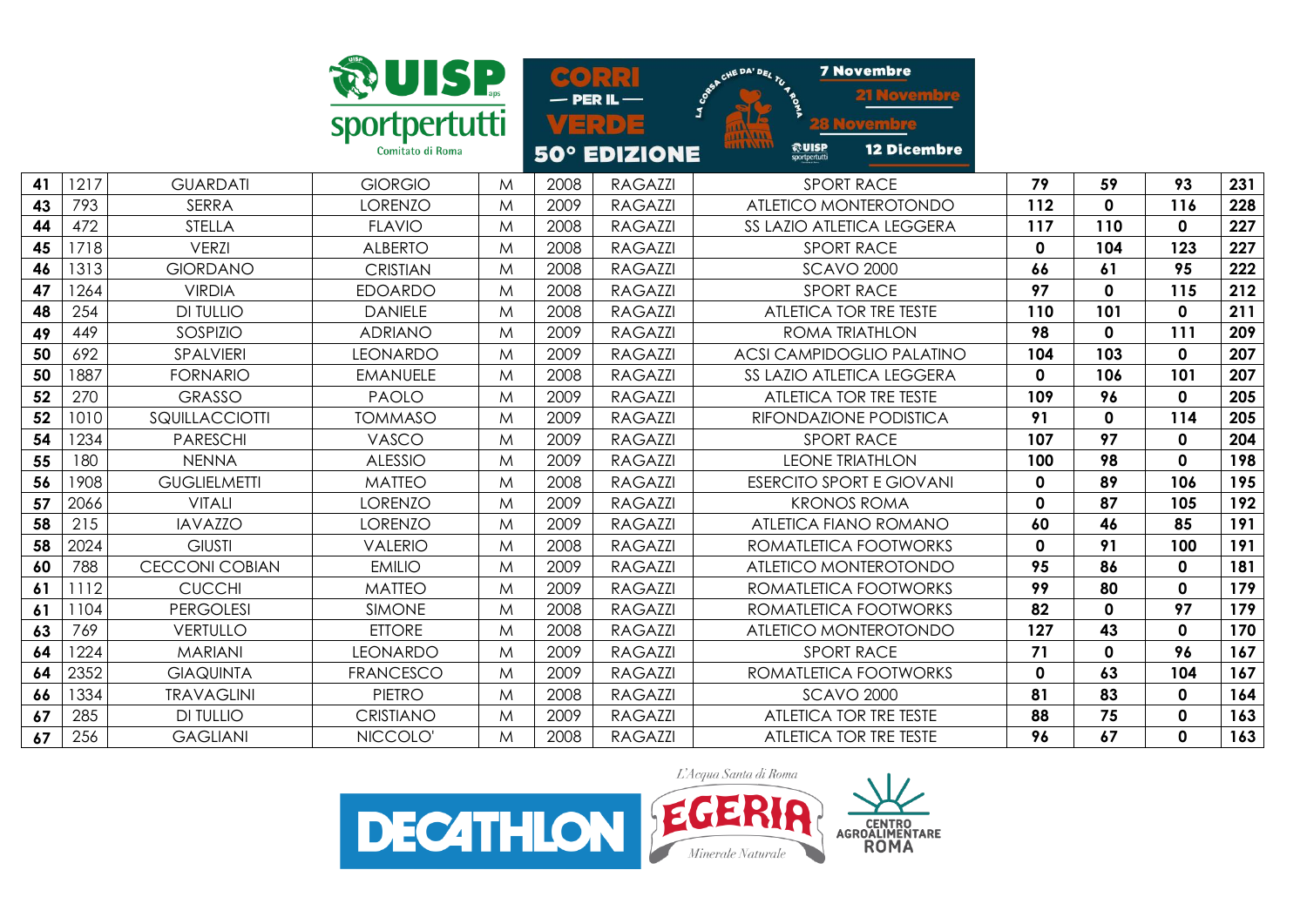| 41 | 1217 | GUARDATI | GIORGIO | M | 2008 | RAGAZZI | SPORT RACE | 79 | 59 | 93 | 231 |
|---|---|---|---|---|---|---|---|---|---|---|---|
| 43 | 793 | SERRA | LORENZO | M | 2009 | RAGAZZI | ATLETICO MONTEROTONDO | 112 | 0 | 116 | 228 |
| 44 | 472 | STELLA | FLAVIO | M | 2008 | RAGAZZI | SS LAZIO ATLETICA LEGGERA | 117 | 110 | 0 | 227 |
| 45 | 1718 | VERZI | ALBERTO | M | 2008 | RAGAZZI | SPORT RACE | 0 | 104 | 123 | 227 |
| 46 | 1313 | GIORDANO | CRISTIAN | M | 2008 | RAGAZZI | SCAVO 2000 | 66 | 61 | 95 | 222 |
| 47 | 1264 | VIRDIA | EDOARDO | M | 2008 | RAGAZZI | SPORT RACE | 97 | 0 | 115 | 212 |
| 48 | 254 | DI TULLIO | DANIELE | M | 2008 | RAGAZZI | ATLETICA TOR TRE TESTE | 110 | 101 | 0 | 211 |
| 49 | 449 | SOSPIZIO | ADRIANO | M | 2009 | RAGAZZI | ROMA TRIATHLON | 98 | 0 | 111 | 209 |
| 50 | 692 | SPALVIERI | LEONARDO | M | 2009 | RAGAZZI | ACSI CAMPIDOGLIO PALATINO | 104 | 103 | 0 | 207 |
| 50 | 1887 | FORNARIO | EMANUELE | M | 2008 | RAGAZZI | SS LAZIO ATLETICA LEGGERA | 0 | 106 | 101 | 207 |
| 52 | 270 | GRASSO | PAOLO | M | 2009 | RAGAZZI | ATLETICA TOR TRE TESTE | 109 | 96 | 0 | 205 |
| 52 | 1010 | SQUILLACCIOTTI | TOMMASO | M | 2009 | RAGAZZI | RIFONDAZIONE PODISTICA | 91 | 0 | 114 | 205 |
| 54 | 1234 | PARESCHI | VASCO | M | 2009 | RAGAZZI | SPORT RACE | 107 | 97 | 0 | 204 |
| 55 | 180 | NENNA | ALESSIO | M | 2009 | RAGAZZI | LEONE TRIATHLON | 100 | 98 | 0 | 198 |
| 56 | 1908 | GUGLIELMETTI | MATTEO | M | 2008 | RAGAZZI | ESERCITO SPORT E GIOVANI | 0 | 89 | 106 | 195 |
| 57 | 2066 | VITALI | LORENZO | M | 2009 | RAGAZZI | KRONOS ROMA | 0 | 87 | 105 | 192 |
| 58 | 215 | IAVAZZO | LORENZO | M | 2009 | RAGAZZI | ATLETICA FIANO ROMANO | 60 | 46 | 85 | 191 |
| 58 | 2024 | GIUSTI | VALERIO | M | 2008 | RAGAZZI | ROMATLETICA FOOTWORKS | 0 | 91 | 100 | 191 |
| 60 | 788 | CECCONI COBIAN | EMILIO | M | 2009 | RAGAZZI | ATLETICO MONTEROTONDO | 95 | 86 | 0 | 181 |
| 61 | 1112 | CUCCHI | MATTEO | M | 2009 | RAGAZZI | ROMATLETICA FOOTWORKS | 99 | 80 | 0 | 179 |
| 61 | 1104 | PERGOLESI | SIMONE | M | 2008 | RAGAZZI | ROMATLETICA FOOTWORKS | 82 | 0 | 97 | 179 |
| 63 | 769 | VERTULLO | ETTORE | M | 2008 | RAGAZZI | ATLETICO MONTEROTONDO | 127 | 43 | 0 | 170 |
| 64 | 1224 | MARIANI | LEONARDO | M | 2009 | RAGAZZI | SPORT RACE | 71 | 0 | 96 | 167 |
| 64 | 2352 | GIAQUINTA | FRANCESCO | M | 2009 | RAGAZZI | ROMATLETICA FOOTWORKS | 0 | 63 | 104 | 167 |
| 66 | 1334 | TRAVAGLINI | PIETRO | M | 2008 | RAGAZZI | SCAVO 2000 | 81 | 83 | 0 | 164 |
| 67 | 285 | DI TULLIO | CRISTIANO | M | 2009 | RAGAZZI | ATLETICA TOR TRE TESTE | 88 | 75 | 0 | 163 |
| 67 | 256 | GAGLIANI | NICCOLO' | M | 2008 | RAGAZZI | ATLETICA TOR TRE TESTE | 96 | 67 | 0 | 163 |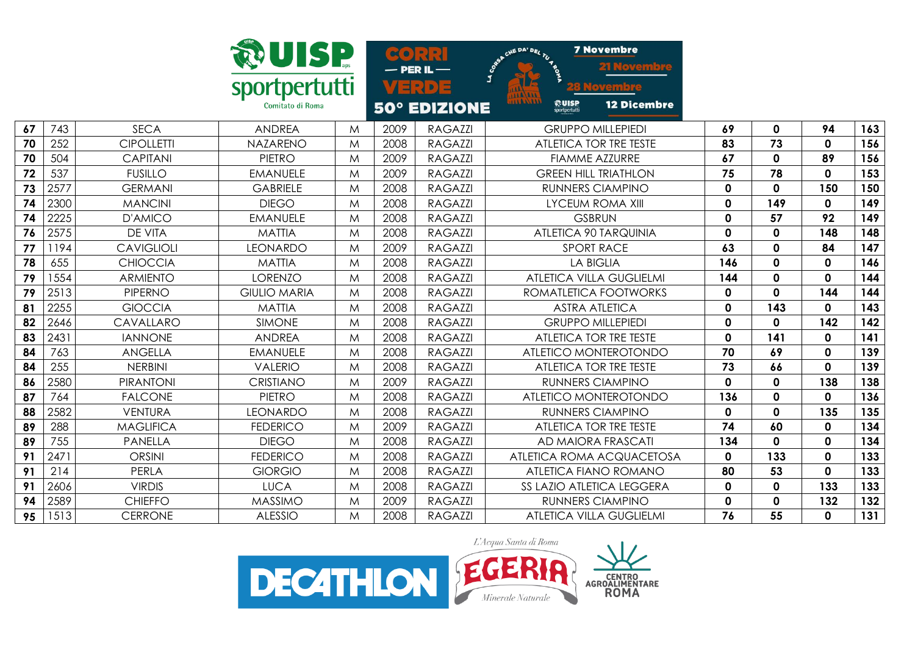| 67 | 743 | SECA | ANDREA | M | 2009 | RAGAZZI | GRUPPO MILLEPIEDI | 69 | 0 | 94 | 163 |
|---|---|---|---|---|---|---|---|---|---|---|---|
| 70 | 252 | CIPOLLETTI | NAZARENO | M | 2008 | RAGAZZI | ATLETICA TOR TRE TESTE | 83 | 73 | 0 | 156 |
| 70 | 504 | CAPITANI | PIETRO | M | 2009 | RAGAZZI | FIAMME AZZURRE | 67 | 0 | 89 | 156 |
| 72 | 537 | FUSILLO | EMANUELE | M | 2009 | RAGAZZI | GREEN HILL TRIATHLON | 75 | 78 | 0 | 153 |
| 73 | 2577 | GERMANI | GABRIELE | M | 2008 | RAGAZZI | RUNNERS CIAMPINO | 0 | 0 | 150 | 150 |
| 74 | 2300 | MANCINI | DIEGO | M | 2008 | RAGAZZI | LYCEUM ROMA XIII | 0 | 149 | 0 | 149 |
| 74 | 2225 | D'AMICO | EMANUELE | M | 2008 | RAGAZZI | GSBRUN | 0 | 57 | 92 | 149 |
| 76 | 2575 | DE VITA | MATTIA | M | 2008 | RAGAZZI | ATLETICA 90 TARQUINIA | 0 | 0 | 148 | 148 |
| 77 | 1194 | CAVIGLIOLI | LEONARDO | M | 2009 | RAGAZZI | SPORT RACE | 63 | 0 | 84 | 147 |
| 78 | 655 | CHIOCCIA | MATTIA | M | 2008 | RAGAZZI | LA BIGLIA | 146 | 0 | 0 | 146 |
| 79 | 1554 | ARMIENTO | LORENZO | M | 2008 | RAGAZZI | ATLETICA VILLA GUGLIELMI | 144 | 0 | 0 | 144 |
| 79 | 2513 | PIPERNO | GIULIO MARIA | M | 2008 | RAGAZZI | ROMATLETICA FOOTWORKS | 0 | 0 | 144 | 144 |
| 81 | 2255 | GIOCCIA | MATTIA | M | 2008 | RAGAZZI | ASTRA ATLETICA | 0 | 143 | 0 | 143 |
| 82 | 2646 | CAVALLARO | SIMONE | M | 2008 | RAGAZZI | GRUPPO MILLEPIEDI | 0 | 0 | 142 | 142 |
| 83 | 2431 | IANNONE | ANDREA | M | 2008 | RAGAZZI | ATLETICA TOR TRE TESTE | 0 | 141 | 0 | 141 |
| 84 | 763 | ANGELLA | EMANUELE | M | 2008 | RAGAZZI | ATLETICO MONTEROTONDO | 70 | 69 | 0 | 139 |
| 84 | 255 | NERBINI | VALERIO | M | 2008 | RAGAZZI | ATLETICA TOR TRE TESTE | 73 | 66 | 0 | 139 |
| 86 | 2580 | PIRANTONI | CRISTIANO | M | 2009 | RAGAZZI | RUNNERS CIAMPINO | 0 | 0 | 138 | 138 |
| 87 | 764 | FALCONE | PIETRO | M | 2008 | RAGAZZI | ATLETICO MONTEROTONDO | 136 | 0 | 0 | 136 |
| 88 | 2582 | VENTURA | LEONARDO | M | 2008 | RAGAZZI | RUNNERS CIAMPINO | 0 | 0 | 135 | 135 |
| 89 | 288 | MAGLIFICA | FEDERICO | M | 2009 | RAGAZZI | ATLETICA TOR TRE TESTE | 74 | 60 | 0 | 134 |
| 89 | 755 | PANELLA | DIEGO | M | 2008 | RAGAZZI | AD MAIORA FRASCATI | 134 | 0 | 0 | 134 |
| 91 | 2471 | ORSINI | FEDERICO | M | 2008 | RAGAZZI | ATLETICA ROMA ACQUACETOSA | 0 | 133 | 0 | 133 |
| 91 | 214 | PERLA | GIORGIO | M | 2008 | RAGAZZI | ATLETICA FIANO ROMANO | 80 | 53 | 0 | 133 |
| 91 | 2606 | VIRDIS | LUCA | M | 2008 | RAGAZZI | SS LAZIO ATLETICA LEGGERA | 0 | 0 | 133 | 133 |
| 94 | 2589 | CHIEFFO | MASSIMO | M | 2009 | RAGAZZI | RUNNERS CIAMPINO | 0 | 0 | 132 | 132 |
| 95 | 1513 | CERRONE | ALESSIO | M | 2008 | RAGAZZI | ATLETICA VILLA GUGLIELMI | 76 | 55 | 0 | 131 |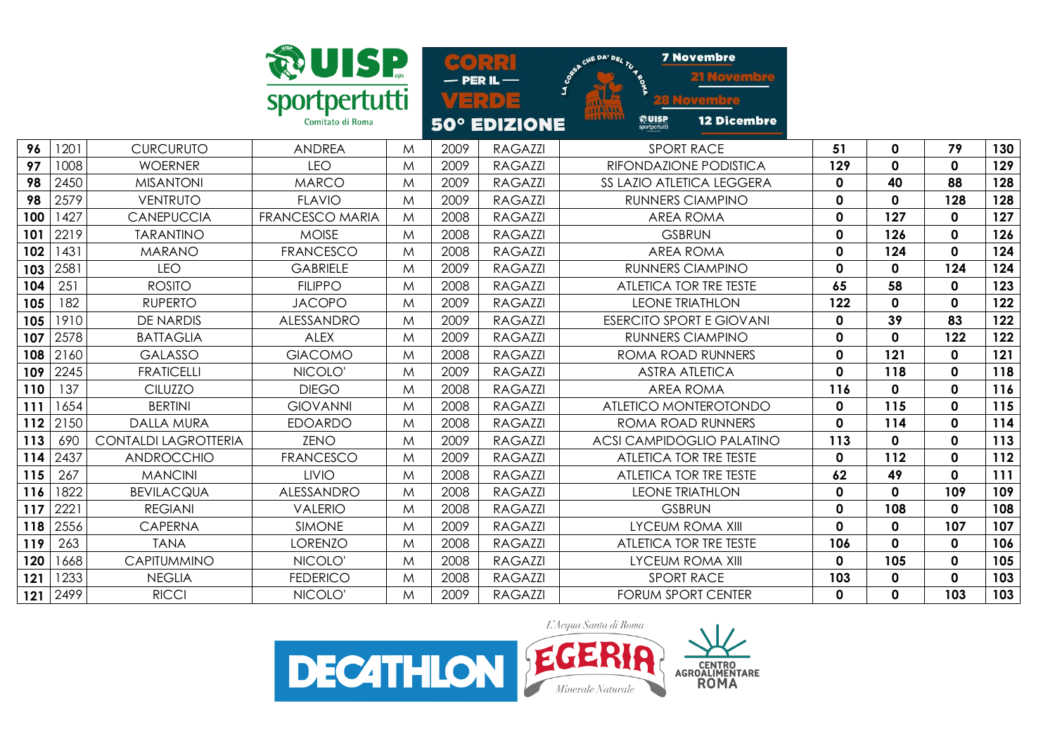| 96 | 1201 | CURCURUTO | ANDREA | M | 2009 | RAGAZZI | SPORT RACE | 51 | 0 | 79 | 130 |
|---|---|---|---|---|---|---|---|---|---|---|---|
| 97 | 1008 | WOERNER | LEO | M | 2009 | RAGAZZI | RIFONDAZIONE PODISTICA | 129 | 0 | 0 | 129 |
| 98 | 2450 | MISANTONI | MARCO | M | 2009 | RAGAZZI | SS LAZIO ATLETICA LEGGERA | 0 | 40 | 88 | 128 |
| 98 | 2579 | VENTRUTO | FLAVIO | M | 2009 | RAGAZZI | RUNNERS CIAMPINO | 0 | 0 | 128 | 128 |
| 100 | 1427 | CANEPUCCIA | FRANCESCO MARIA | M | 2008 | RAGAZZI | AREA ROMA | 0 | 127 | 0 | 127 |
| 101 | 2219 | TARANTINO | MOISE | M | 2008 | RAGAZZI | GSBRUN | 0 | 126 | 0 | 126 |
| 102 | 1431 | MARANO | FRANCESCO | M | 2008 | RAGAZZI | AREA ROMA | 0 | 124 | 0 | 124 |
| 103 | 2581 | LEO | GABRIELE | M | 2009 | RAGAZZI | RUNNERS CIAMPINO | 0 | 0 | 124 | 124 |
| 104 | 251 | ROSITO | FILIPPO | M | 2008 | RAGAZZI | ATLETICA TOR TRE TESTE | 65 | 58 | 0 | 123 |
| 105 | 182 | RUPERTO | JACOPO | M | 2009 | RAGAZZI | LEONE TRIATHLON | 122 | 0 | 0 | 122 |
| 105 | 1910 | DE NARDIS | ALESSANDRO | M | 2009 | RAGAZZI | ESERCITO SPORT E GIOVANI | 0 | 39 | 83 | 122 |
| 107 | 2578 | BATTAGLIA | ALEX | M | 2009 | RAGAZZI | RUNNERS CIAMPINO | 0 | 0 | 122 | 122 |
| 108 | 2160 | GALASSO | GIACOMO | M | 2008 | RAGAZZI | ROMA ROAD RUNNERS | 0 | 121 | 0 | 121 |
| 109 | 2245 | FRATICELLI | NICOLO' | M | 2009 | RAGAZZI | ASTRA ATLETICA | 0 | 118 | 0 | 118 |
| 110 | 137 | CILUZZO | DIEGO | M | 2008 | RAGAZZI | AREA ROMA | 116 | 0 | 0 | 116 |
| 111 | 1654 | BERTINI | GIOVANNI | M | 2008 | RAGAZZI | ATLETICO MONTEROTONDO | 0 | 115 | 0 | 115 |
| 112 | 2150 | DALLA MURA | EDOARDO | M | 2008 | RAGAZZI | ROMA ROAD RUNNERS | 0 | 114 | 0 | 114 |
| 113 | 690 | CONTALDI LAGROTTERIA | ZENO | M | 2009 | RAGAZZI | ACSI CAMPIDOGLIO PALATINO | 113 | 0 | 0 | 113 |
| 114 | 2437 | ANDROCCHIO | FRANCESCO | M | 2009 | RAGAZZI | ATLETICA TOR TRE TESTE | 0 | 112 | 0 | 112 |
| 115 | 267 | MANCINI | LIVIO | M | 2008 | RAGAZZI | ATLETICA TOR TRE TESTE | 62 | 49 | 0 | 111 |
| 116 | 1822 | BEVILACQUA | ALESSANDRO | M | 2008 | RAGAZZI | LEONE TRIATHLON | 0 | 0 | 109 | 109 |
| 117 | 2221 | REGIANI | VALERIO | M | 2008 | RAGAZZI | GSBRUN | 0 | 108 | 0 | 108 |
| 118 | 2556 | CAPERNA | SIMONE | M | 2009 | RAGAZZI | LYCEUM ROMA XIII | 0 | 0 | 107 | 107 |
| 119 | 263 | TANA | LORENZO | M | 2008 | RAGAZZI | ATLETICA TOR TRE TESTE | 106 | 0 | 0 | 106 |
| 120 | 1668 | CAPITUMMINO | NICOLO' | M | 2008 | RAGAZZI | LYCEUM ROMA XIII | 0 | 105 | 0 | 105 |
| 121 | 1233 | NEGLIA | FEDERICO | M | 2008 | RAGAZZI | SPORT RACE | 103 | 0 | 0 | 103 |
| 121 | 2499 | RICCI | NICOLO' | M | 2009 | RAGAZZI | FORUM SPORT CENTER | 0 | 0 | 103 | 103 |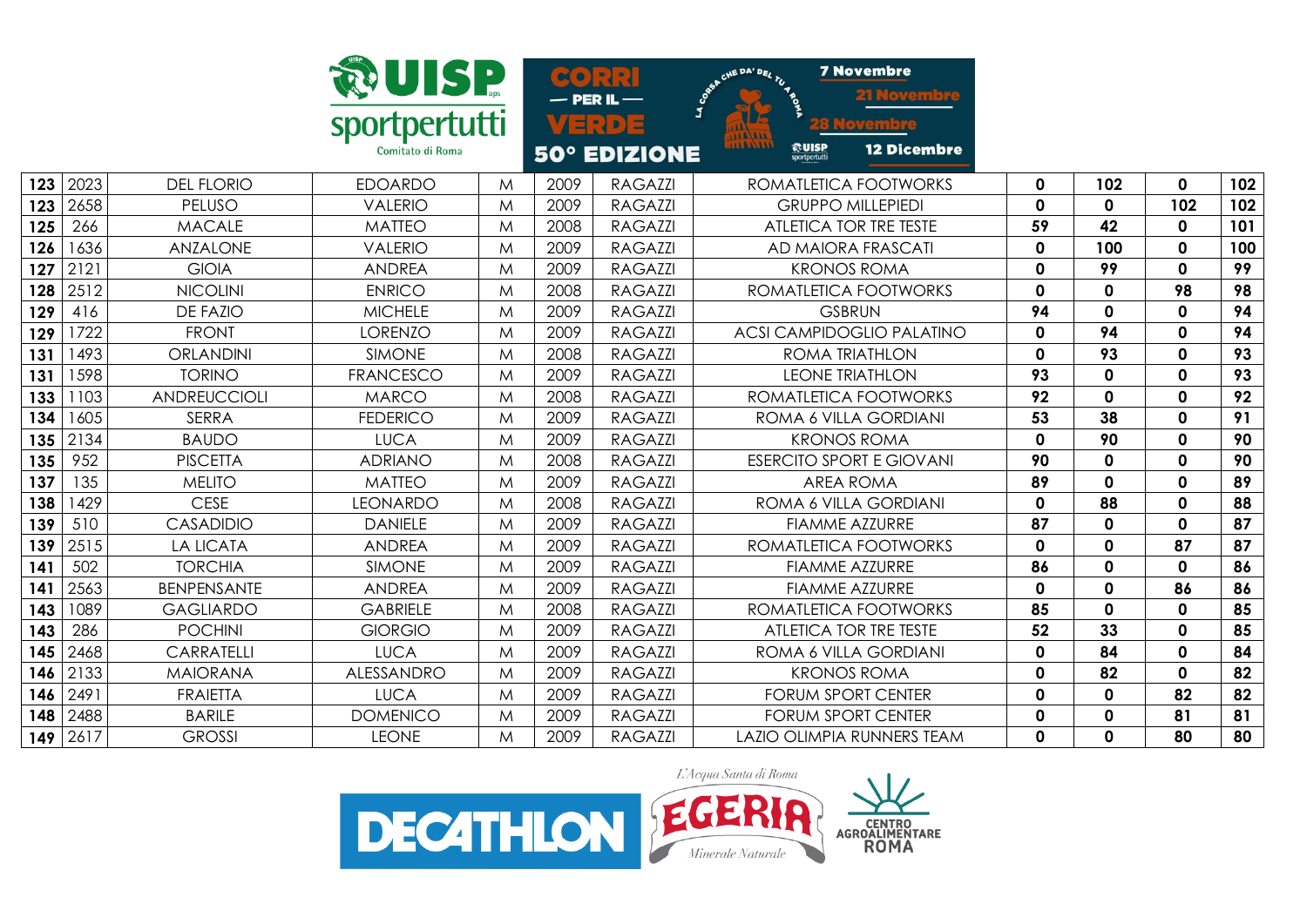| | | | | | | | | | | | |
|---|---|---|---|---|---|---|---|---|---|---|---|
| 123 | 2023 | DEL FLORIO | EDOARDO | M | 2009 | RAGAZZI | ROMATLETICA FOOTWORKS | 0 | 102 | 0 | 102 |
| 123 | 2658 | PELUSO | VALERIO | M | 2009 | RAGAZZI | GRUPPO MILLEPIEDI | 0 | 0 | 102 | 102 |
| 125 | 266 | MACALE | MATTEO | M | 2008 | RAGAZZI | ATLETICA TOR TRE TESTE | 59 | 42 | 0 | 101 |
| 126 | 1636 | ANZALONE | VALERIO | M | 2009 | RAGAZZI | AD MAIORA FRASCATI | 0 | 100 | 0 | 100 |
| 127 | 2121 | GIOIA | ANDREA | M | 2009 | RAGAZZI | KRONOS ROMA | 0 | 99 | 0 | 99 |
| 128 | 2512 | NICOLINI | ENRICO | M | 2008 | RAGAZZI | ROMATLETICA FOOTWORKS | 0 | 0 | 98 | 98 |
| 129 | 416 | DE FAZIO | MICHELE | M | 2009 | RAGAZZI | GSBRUN | 94 | 0 | 0 | 94 |
| 129 | 1722 | FRONT | LORENZO | M | 2009 | RAGAZZI | ACSI CAMPIDOGLIO PALATINO | 0 | 94 | 0 | 94 |
| 131 | 1493 | ORLANDINI | SIMONE | M | 2008 | RAGAZZI | ROMA TRIATHLON | 0 | 93 | 0 | 93 |
| 131 | 1598 | TORINO | FRANCESCO | M | 2009 | RAGAZZI | LEONE TRIATHLON | 93 | 0 | 0 | 93 |
| 133 | 1103 | ANDREUCCIOLI | MARCO | M | 2008 | RAGAZZI | ROMATLETICA FOOTWORKS | 92 | 0 | 0 | 92 |
| 134 | 1605 | SERRA | FEDERICO | M | 2009 | RAGAZZI | ROMA 6 VILLA GORDIANI | 53 | 38 | 0 | 91 |
| 135 | 2134 | BAUDO | LUCA | M | 2009 | RAGAZZI | KRONOS ROMA | 0 | 90 | 0 | 90 |
| 135 | 952 | PISCETTA | ADRIANO | M | 2008 | RAGAZZI | ESERCITO SPORT E GIOVANI | 90 | 0 | 0 | 90 |
| 137 | 135 | MELITO | MATTEO | M | 2009 | RAGAZZI | AREA ROMA | 89 | 0 | 0 | 89 |
| 138 | 1429 | CESE | LEONARDO | M | 2008 | RAGAZZI | ROMA 6 VILLA GORDIANI | 0 | 88 | 0 | 88 |
| 139 | 510 | CASADIDIO | DANIELE | M | 2009 | RAGAZZI | FIAMME AZZURRE | 87 | 0 | 0 | 87 |
| 139 | 2515 | LA LICATA | ANDREA | M | 2009 | RAGAZZI | ROMATLETICA FOOTWORKS | 0 | 0 | 87 | 87 |
| 141 | 502 | TORCHIA | SIMONE | M | 2009 | RAGAZZI | FIAMME AZZURRE | 86 | 0 | 0 | 86 |
| 141 | 2563 | BENPENSANTE | ANDREA | M | 2009 | RAGAZZI | FIAMME AZZURRE | 0 | 0 | 86 | 86 |
| 143 | 1089 | GAGLIARDO | GABRIELE | M | 2008 | RAGAZZI | ROMATLETICA FOOTWORKS | 85 | 0 | 0 | 85 |
| 143 | 286 | POCHINI | GIORGIO | M | 2009 | RAGAZZI | ATLETICA TOR TRE TESTE | 52 | 33 | 0 | 85 |
| 145 | 2468 | CARRATELLI | LUCA | M | 2009 | RAGAZZI | ROMA 6 VILLA GORDIANI | 0 | 84 | 0 | 84 |
| 146 | 2133 | MAIORANA | ALESSANDRO | M | 2009 | RAGAZZI | KRONOS ROMA | 0 | 82 | 0 | 82 |
| 146 | 2491 | FRAIETTA | LUCA | M | 2009 | RAGAZZI | FORUM SPORT CENTER | 0 | 0 | 82 | 82 |
| 148 | 2488 | BARILE | DOMENICO | M | 2009 | RAGAZZI | FORUM SPORT CENTER | 0 | 0 | 81 | 81 |
| 149 | 2617 | GROSSI | LEONE | M | 2009 | RAGAZZI | LAZIO OLIMPIA RUNNERS TEAM | 0 | 0 | 80 | 80 |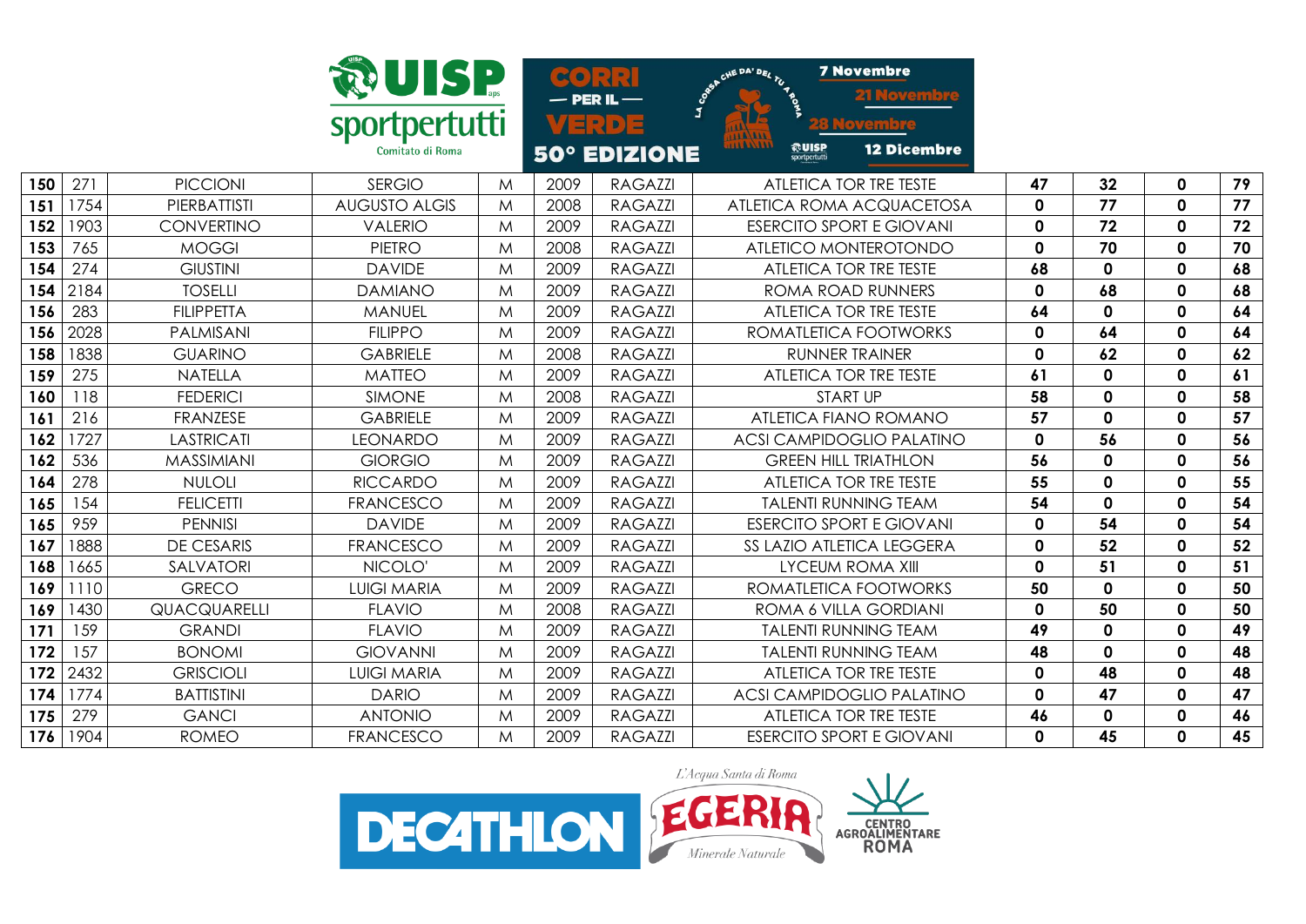| 150 | 271 | PICCIONI | SERGIO | M | 2009 | RAGAZZI | ATLETICA TOR TRE TESTE | 47 | 32 | 0 | 79 |
|---|---|---|---|---|---|---|---|---|---|---|---|
| 151 | 1754 | PIERBATTISTI | AUGUSTO ALGIS | M | 2008 | RAGAZZI | ATLETICA ROMA ACQUACETOSA | 0 | 77 | 0 | 77 |
| 152 | 1903 | CONVERTINO | VALERIO | M | 2009 | RAGAZZI | ESERCITO SPORT E GIOVANI | 0 | 72 | 0 | 72 |
| 153 | 765 | MOGGI | PIETRO | M | 2008 | RAGAZZI | ATLETICO MONTEROTONDO | 0 | 70 | 0 | 70 |
| 154 | 274 | GIUSTINI | DAVIDE | M | 2009 | RAGAZZI | ATLETICA TOR TRE TESTE | 68 | 0 | 0 | 68 |
| 154 | 2184 | TOSELLI | DAMIANO | M | 2009 | RAGAZZI | ROMA ROAD RUNNERS | 0 | 68 | 0 | 68 |
| 156 | 283 | FILIPPETTA | MANUEL | M | 2009 | RAGAZZI | ATLETICA TOR TRE TESTE | 64 | 0 | 0 | 64 |
| 156 | 2028 | PALMISANI | FILIPPO | M | 2009 | RAGAZZI | ROMATLETICA FOOTWORKS | 0 | 64 | 0 | 64 |
| 158 | 1838 | GUARINO | GABRIELE | M | 2008 | RAGAZZI | RUNNER TRAINER | 0 | 62 | 0 | 62 |
| 159 | 275 | NATELLA | MATTEO | M | 2009 | RAGAZZI | ATLETICA TOR TRE TESTE | 61 | 0 | 0 | 61 |
| 160 | 118 | FEDERICI | SIMONE | M | 2008 | RAGAZZI | START UP | 58 | 0 | 0 | 58 |
| 161 | 216 | FRANZESE | GABRIELE | M | 2009 | RAGAZZI | ATLETICA FIANO ROMANO | 57 | 0 | 0 | 57 |
| 162 | 1727 | LASTRICATI | LEONARDO | M | 2009 | RAGAZZI | ACSI CAMPIDOGLIO PALATINO | 0 | 56 | 0 | 56 |
| 162 | 536 | MASSIMIANI | GIORGIO | M | 2009 | RAGAZZI | GREEN HILL TRIATHLON | 56 | 0 | 0 | 56 |
| 164 | 278 | NULOLI | RICCARDO | M | 2009 | RAGAZZI | ATLETICA TOR TRE TESTE | 55 | 0 | 0 | 55 |
| 165 | 154 | FELICETTI | FRANCESCO | M | 2009 | RAGAZZI | TALENTI RUNNING TEAM | 54 | 0 | 0 | 54 |
| 165 | 959 | PENNISI | DAVIDE | M | 2009 | RAGAZZI | ESERCITO SPORT E GIOVANI | 0 | 54 | 0 | 54 |
| 167 | 1888 | DE CESARIS | FRANCESCO | M | 2009 | RAGAZZI | SS LAZIO ATLETICA LEGGERA | 0 | 52 | 0 | 52 |
| 168 | 1665 | SALVATORI | NICOLO' | M | 2009 | RAGAZZI | LYCEUM ROMA XIII | 0 | 51 | 0 | 51 |
| 169 | 1110 | GRECO | LUIGI MARIA | M | 2009 | RAGAZZI | ROMATLETICA FOOTWORKS | 50 | 0 | 0 | 50 |
| 169 | 1430 | QUACQUARELLI | FLAVIO | M | 2008 | RAGAZZI | ROMA 6 VILLA GORDIANI | 0 | 50 | 0 | 50 |
| 171 | 159 | GRANDI | FLAVIO | M | 2009 | RAGAZZI | TALENTI RUNNING TEAM | 49 | 0 | 0 | 49 |
| 172 | 157 | BONOMI | GIOVANNI | M | 2009 | RAGAZZI | TALENTI RUNNING TEAM | 48 | 0 | 0 | 48 |
| 172 | 2432 | GRISCIOLI | LUIGI MARIA | M | 2009 | RAGAZZI | ATLETICA TOR TRE TESTE | 0 | 48 | 0 | 48 |
| 174 | 1774 | BATTISTINI | DARIO | M | 2009 | RAGAZZI | ACSI CAMPIDOGLIO PALATINO | 0 | 47 | 0 | 47 |
| 175 | 279 | GANCI | ANTONIO | M | 2009 | RAGAZZI | ATLETICA TOR TRE TESTE | 46 | 0 | 0 | 46 |
| 176 | 1904 | ROMEO | FRANCESCO | M | 2009 | RAGAZZI | ESERCITO SPORT E GIOVANI | 0 | 45 | 0 | 45 |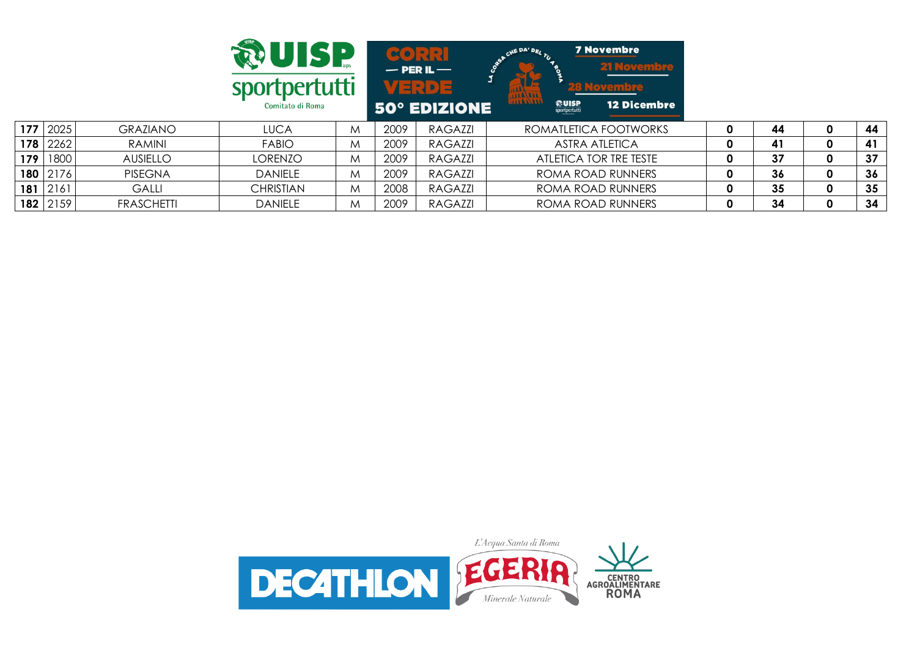| 177 | 2025 | GRAZIANO | LUCA | M | 2009 | RAGAZZI | ROMATLETICA FOOTWORKS | 0 | 44 | 0 | 44 |
|---|---|---|---|---|---|---|---|---|---|---|---|
| 178 | 2262 | RAMINI | FABIO | M | 2009 | RAGAZZI | ASTRA ATLETICA | 0 | 41 | 0 | 41 |
| 179 | 1800 | AUSIELLO | LORENZO | M | 2009 | RAGAZZI | ATLETICA TOR TRE TESTE | 0 | 37 | 0 | 37 |
| 180 | 2176 | PISEGNA | DANIELE | M | 2009 | RAGAZZI | ROMA ROAD RUNNERS | 0 | 36 | 0 | 36 |
| 181 | 2161 | GALLI | CHRISTIAN | M | 2008 | RAGAZZI | ROMA ROAD RUNNERS | 0 | 35 | 0 | 35 |
| 182 | 2159 | FRASCHETTI | DANIELE | M | 2009 | RAGAZZI | ROMA ROAD RUNNERS | 0 | 34 | 0 | 34 |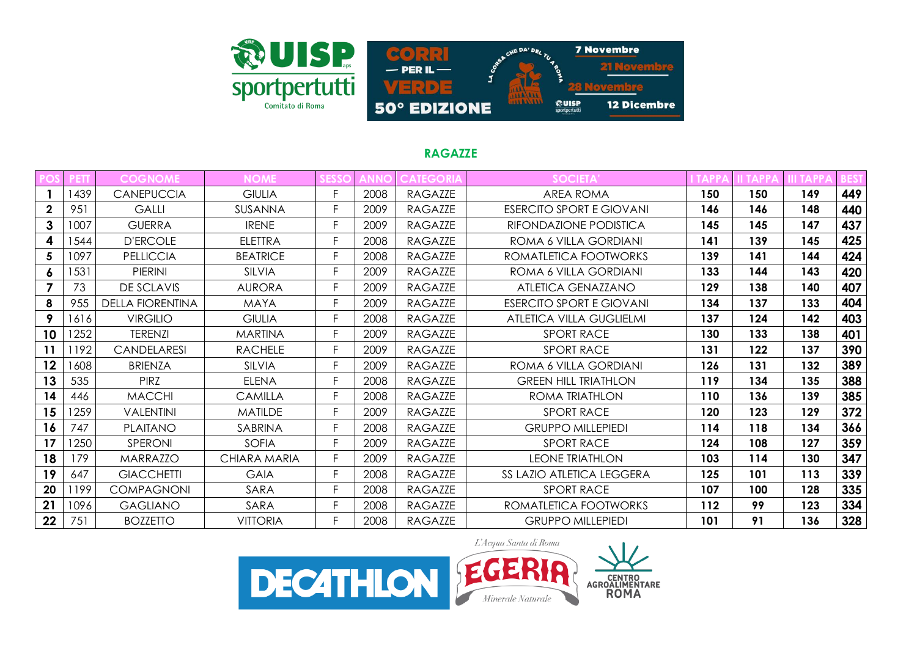## RAGAZZE

| POS | PETT | COGNOME | NOME | SESSO | ANNO | CATEGORIA | SOCIETA' | I TAPPA | II TAPPA | III TAPPA | BEST |
|---|---|---|---|---|---|---|---|---|---|---|---|
| 1 | 1439 | CANEPUCCIA | GIULIA | F | 2008 | RAGAZZE | AREA ROMA | 150 | 150 | 149 | 449 |
| 2 | 951 | GALLI | SUSANNA | F | 2009 | RAGAZZE | ESERCITO SPORT E GIOVANI | 146 | 146 | 148 | 440 |
| 3 | 1007 | GUERRA | IRENE | F | 2009 | RAGAZZE | RIFONDAZIONE PODISTICA | 145 | 145 | 147 | 437 |
| 4 | 1544 | D'ERCOLE | ELETTRA | F | 2008 | RAGAZZE | ROMA 6 VILLA GORDIANI | 141 | 139 | 145 | 425 |
| 5 | 1097 | PELLICCIA | BEATRICE | F | 2008 | RAGAZZE | ROMATLETICA FOOTWORKS | 139 | 141 | 144 | 424 |
| 6 | 1531 | PIERINI | SILVIA | F | 2009 | RAGAZZE | ROMA 6 VILLA GORDIANI | 133 | 144 | 143 | 420 |
| 7 | 73 | DE SCLAVIS | AURORA | F | 2009 | RAGAZZE | ATLETICA GENAZZANO | 129 | 138 | 140 | 407 |
| 8 | 955 | DELLA FIORENTINA | MAYA | F | 2009 | RAGAZZE | ESERCITO SPORT E GIOVANI | 134 | 137 | 133 | 404 |
| 9 | 1616 | VIRGILIO | GIULIA | F | 2008 | RAGAZZE | ATLETICA VILLA GUGLIELMI | 137 | 124 | 142 | 403 |
| 10 | 1252 | TERENZI | MARTINA | F | 2009 | RAGAZZE | SPORT RACE | 130 | 133 | 138 | 401 |
| 11 | 1192 | CANDELARESI | RACHELE | F | 2009 | RAGAZZE | SPORT RACE | 131 | 122 | 137 | 390 |
| 12 | 1608 | BRIENZA | SILVIA | F | 2009 | RAGAZZE | ROMA 6 VILLA GORDIANI | 126 | 131 | 132 | 389 |
| 13 | 535 | PIRZ | ELENA | F | 2008 | RAGAZZE | GREEN HILL TRIATHLON | 119 | 134 | 135 | 388 |
| 14 | 446 | MACCHI | CAMILLA | F | 2008 | RAGAZZE | ROMA TRIATHLON | 110 | 136 | 139 | 385 |
| 15 | 1259 | VALENTINI | MATILDE | F | 2009 | RAGAZZE | SPORT RACE | 120 | 123 | 129 | 372 |
| 16 | 747 | PLAITANO | SABRINA | F | 2008 | RAGAZZE | GRUPPO MILLEPIEDI | 114 | 118 | 134 | 366 |
| 17 | 1250 | SPERONI | SOFIA | F | 2009 | RAGAZZE | SPORT RACE | 124 | 108 | 127 | 359 |
| 18 | 179 | MARRAZZO | CHIARA MARIA | F | 2009 | RAGAZZE | LEONE TRIATHLON | 103 | 114 | 130 | 347 |
| 19 | 647 | GIACCHETTI | GAIA | F | 2008 | RAGAZZE | SS LAZIO ATLETICA LEGGERA | 125 | 101 | 113 | 339 |
| 20 | 1199 | COMPAGNONI | SARA | F | 2008 | RAGAZZE | SPORT RACE | 107 | 100 | 128 | 335 |
| 21 | 1096 | GAGLIANO | SARA | F | 2008 | RAGAZZE | ROMATLETICA FOOTWORKS | 112 | 99 | 123 | 334 |
| 22 | 751 | BOZZETTO | VITTORIA | F | 2008 | RAGAZZE | GRUPPO MILLEPIEDI | 101 | 91 | 136 | 328 |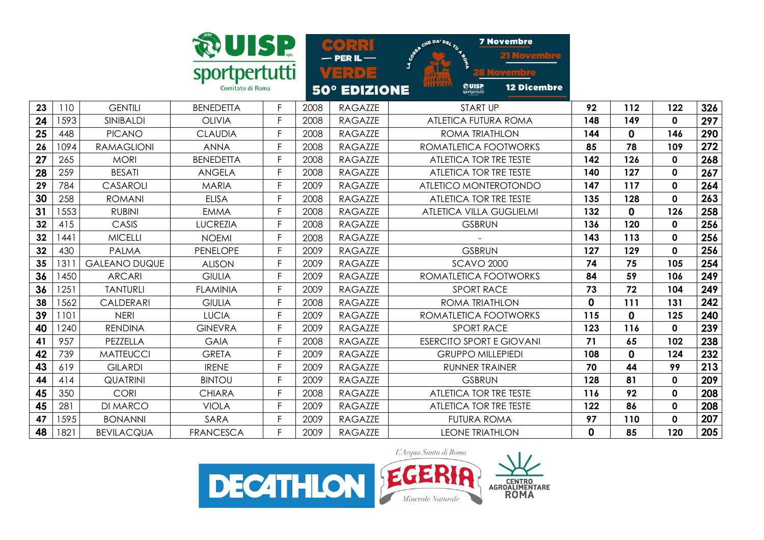| 23 | 110 | GENTILI | BENEDETTA | F | 2008 | RAGAZZE | START UP | 92 | 112 | 122 | 326 |
|---|---|---|---|---|---|---|---|---|---|---|---|
| 24 | 1593 | SINIBALDI | OLIVIA | F | 2008 | RAGAZZE | ATLETICA FUTURA ROMA | 148 | 149 | 0 | 297 |
| 25 | 448 | PICANO | CLAUDIA | F | 2008 | RAGAZZE | ROMA TRIATHLON | 144 | 0 | 146 | 290 |
| 26 | 1094 | RAMAGLIONI | ANNA | F | 2008 | RAGAZZE | ROMATLETICA FOOTWORKS | 85 | 78 | 109 | 272 |
| 27 | 265 | MORI | BENEDETTA | F | 2008 | RAGAZZE | ATLETICA TOR TRE TESTE | 142 | 126 | 0 | 268 |
| 28 | 259 | BESATI | ANGELA | F | 2008 | RAGAZZE | ATLETICA TOR TRE TESTE | 140 | 127 | 0 | 267 |
| 29 | 784 | CASAROLI | MARIA | F | 2009 | RAGAZZE | ATLETICO MONTEROTONDO | 147 | 117 | 0 | 264 |
| 30 | 258 | ROMANI | ELISA | F | 2008 | RAGAZZE | ATLETICA TOR TRE TESTE | 135 | 128 | 0 | 263 |
| 31 | 1553 | RUBINI | EMMA | F | 2008 | RAGAZZE | ATLETICA VILLA GUGLIELMI | 132 | 0 | 126 | 258 |
| 32 | 415 | CASIS | LUCREZIA | F | 2008 | RAGAZZE | GSBRUN | 136 | 120 | 0 | 256 |
| 32 | 1441 | MICELLI | NOEMI | F | 2008 | RAGAZZE | - | 143 | 113 | 0 | 256 |
| 32 | 430 | PALMA | PENELOPE | F | 2009 | RAGAZZE | GSBRUN | 127 | 129 | 0 | 256 |
| 35 | 1311 | GALEANO DUQUE | ALISON | F | 2009 | RAGAZZE | SCAVO 2000 | 74 | 75 | 105 | 254 |
| 36 | 1450 | ARCARI | GIULIA | F | 2009 | RAGAZZE | ROMATLETICA FOOTWORKS | 84 | 59 | 106 | 249 |
| 36 | 1251 | TANTURLI | FLAMINIA | F | 2009 | RAGAZZE | SPORT RACE | 73 | 72 | 104 | 249 |
| 38 | 1562 | CALDERARI | GIULIA | F | 2008 | RAGAZZE | ROMA TRIATHLON | 0 | 111 | 131 | 242 |
| 39 | 1101 | NERI | LUCIA | F | 2009 | RAGAZZE | ROMATLETICA FOOTWORKS | 115 | 0 | 125 | 240 |
| 40 | 1240 | RENDINA | GINEVRA | F | 2009 | RAGAZZE | SPORT RACE | 123 | 116 | 0 | 239 |
| 41 | 957 | PEZZELLA | GAIA | F | 2008 | RAGAZZE | ESERCITO SPORT E GIOVANI | 71 | 65 | 102 | 238 |
| 42 | 739 | MATTEUCCI | GRETA | F | 2009 | RAGAZZE | GRUPPO MILLEPIEDI | 108 | 0 | 124 | 232 |
| 43 | 619 | GILARDI | IRENE | F | 2009 | RAGAZZE | RUNNER TRAINER | 70 | 44 | 99 | 213 |
| 44 | 414 | QUATRINI | BINTOU | F | 2009 | RAGAZZE | GSBRUN | 128 | 81 | 0 | 209 |
| 45 | 350 | CORI | CHIARA | F | 2008 | RAGAZZE | ATLETICA TOR TRE TESTE | 116 | 92 | 0 | 208 |
| 45 | 281 | DI MARCO | VIOLA | F | 2009 | RAGAZZE | ATLETICA TOR TRE TESTE | 122 | 86 | 0 | 208 |
| 47 | 1595 | BONANNI | SARA | F | 2009 | RAGAZZE | FUTURA ROMA | 97 | 110 | 0 | 207 |
| 48 | 1821 | BEVILACQUA | FRANCESCA | F | 2009 | RAGAZZE | LEONE TRIATHLON | 0 | 85 | 120 | 205 |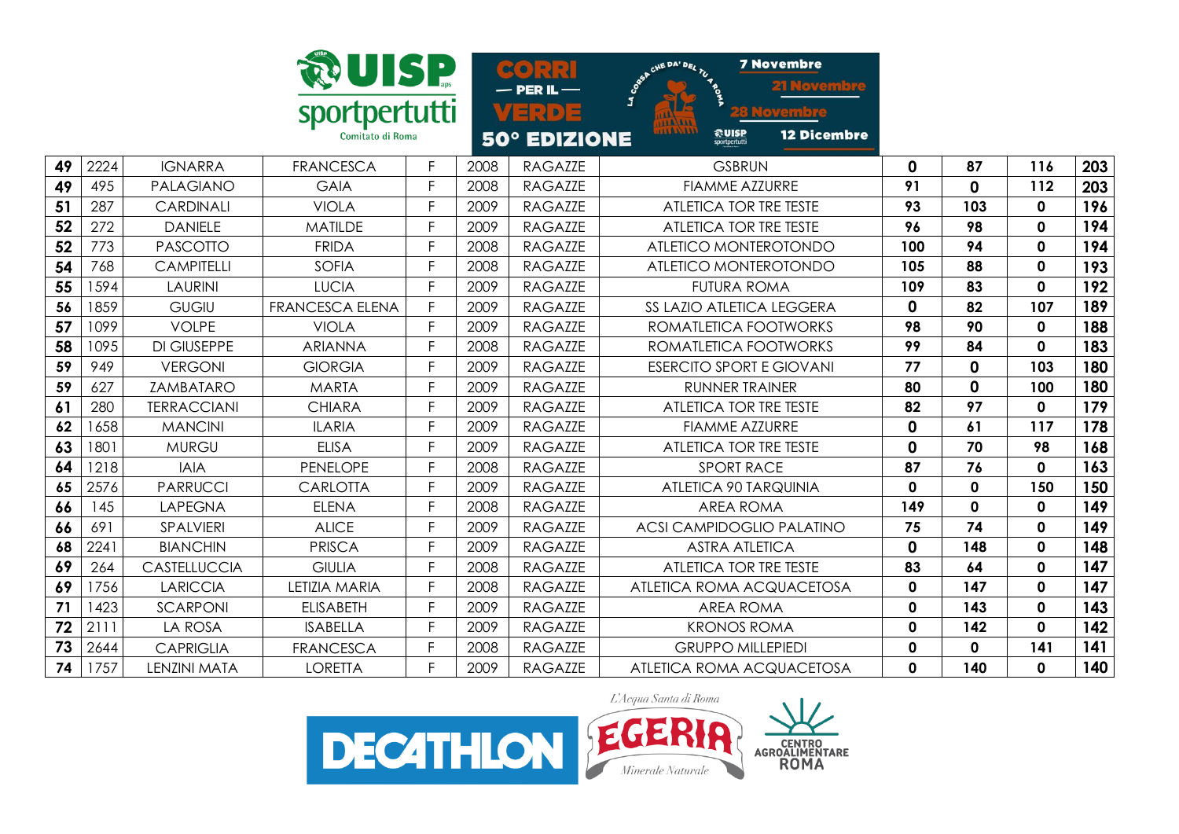| 49 | 2224 | IGNARRA | FRANCESCA | F | 2008 | RAGAZZE | GSBRUN | 0 | 87 | 116 | 203 |
|---|---|---|---|---|---|---|---|---|---|---|---|
| 49 | 495 | PALAGIANO | GAIA | F | 2008 | RAGAZZE | FIAMME AZZURRE | 91 | 0 | 112 | 203 |
| 51 | 287 | CARDINALI | VIOLA | F | 2009 | RAGAZZE | ATLETICA TOR TRE TESTE | 93 | 103 | 0 | 196 |
| 52 | 272 | DANIELE | MATILDE | F | 2009 | RAGAZZE | ATLETICA TOR TRE TESTE | 96 | 98 | 0 | 194 |
| 52 | 773 | PASCOTTO | FRIDA | F | 2008 | RAGAZZE | ATLETICO MONTEROTONDO | 100 | 94 | 0 | 194 |
| 54 | 768 | CAMPITELLI | SOFIA | F | 2008 | RAGAZZE | ATLETICO MONTEROTONDO | 105 | 88 | 0 | 193 |
| 55 | 1594 | LAURINI | LUCIA | F | 2009 | RAGAZZE | FUTURA ROMA | 109 | 83 | 0 | 192 |
| 56 | 1859 | GUGIU | FRANCESCA ELENA | F | 2009 | RAGAZZE | SS LAZIO ATLETICA LEGGERA | 0 | 82 | 107 | 189 |
| 57 | 1099 | VOLPE | VIOLA | F | 2009 | RAGAZZE | ROMATLETICA FOOTWORKS | 98 | 90 | 0 | 188 |
| 58 | 1095 | DI GIUSEPPE | ARIANNA | F | 2008 | RAGAZZE | ROMATLETICA FOOTWORKS | 99 | 84 | 0 | 183 |
| 59 | 949 | VERGONI | GIORGIA | F | 2009 | RAGAZZE | ESERCITO SPORT E GIOVANI | 77 | 0 | 103 | 180 |
| 59 | 627 | ZAMBATARO | MARTA | F | 2009 | RAGAZZE | RUNNER TRAINER | 80 | 0 | 100 | 180 |
| 61 | 280 | TERRACCIANI | CHIARA | F | 2009 | RAGAZZE | ATLETICA TOR TRE TESTE | 82 | 97 | 0 | 179 |
| 62 | 1658 | MANCINI | ILARIA | F | 2009 | RAGAZZE | FIAMME AZZURRE | 0 | 61 | 117 | 178 |
| 63 | 1801 | MURGU | ELISA | F | 2009 | RAGAZZE | ATLETICA TOR TRE TESTE | 0 | 70 | 98 | 168 |
| 64 | 1218 | IAIA | PENELOPE | F | 2008 | RAGAZZE | SPORT RACE | 87 | 76 | 0 | 163 |
| 65 | 2576 | PARRUCCI | CARLOTTA | F | 2009 | RAGAZZE | ATLETICA 90 TARQUINIA | 0 | 0 | 150 | 150 |
| 66 | 145 | LAPEGNA | ELENA | F | 2008 | RAGAZZE | AREA ROMA | 149 | 0 | 0 | 149 |
| 66 | 691 | SPALVIERI | ALICE | F | 2009 | RAGAZZE | ACSI CAMPIDOGLIO PALATINO | 75 | 74 | 0 | 149 |
| 68 | 2241 | BIANCHIN | PRISCA | F | 2009 | RAGAZZE | ASTRA ATLETICA | 0 | 148 | 0 | 148 |
| 69 | 264 | CASTELLUCCIA | GIULIA | F | 2008 | RAGAZZE | ATLETICA TOR TRE TESTE | 83 | 64 | 0 | 147 |
| 69 | 1756 | LARICCIA | LETIZIA MARIA | F | 2008 | RAGAZZE | ATLETICA ROMA ACQUACETOSA | 0 | 147 | 0 | 147 |
| 71 | 1423 | SCARPONI | ELISABETH | F | 2009 | RAGAZZE | AREA ROMA | 0 | 143 | 0 | 143 |
| 72 | 2111 | LA ROSA | ISABELLA | F | 2009 | RAGAZZE | KRONOS ROMA | 0 | 142 | 0 | 142 |
| 73 | 2644 | CAPRIGLIA | FRANCESCA | F | 2008 | RAGAZZE | GRUPPO MILLEPIEDI | 0 | 0 | 141 | 141 |
| 74 | 1757 | LENZINI MATA | LORETTA | F | 2009 | RAGAZZE | ATLETICA ROMA ACQUACETOSA | 0 | 140 | 0 | 140 |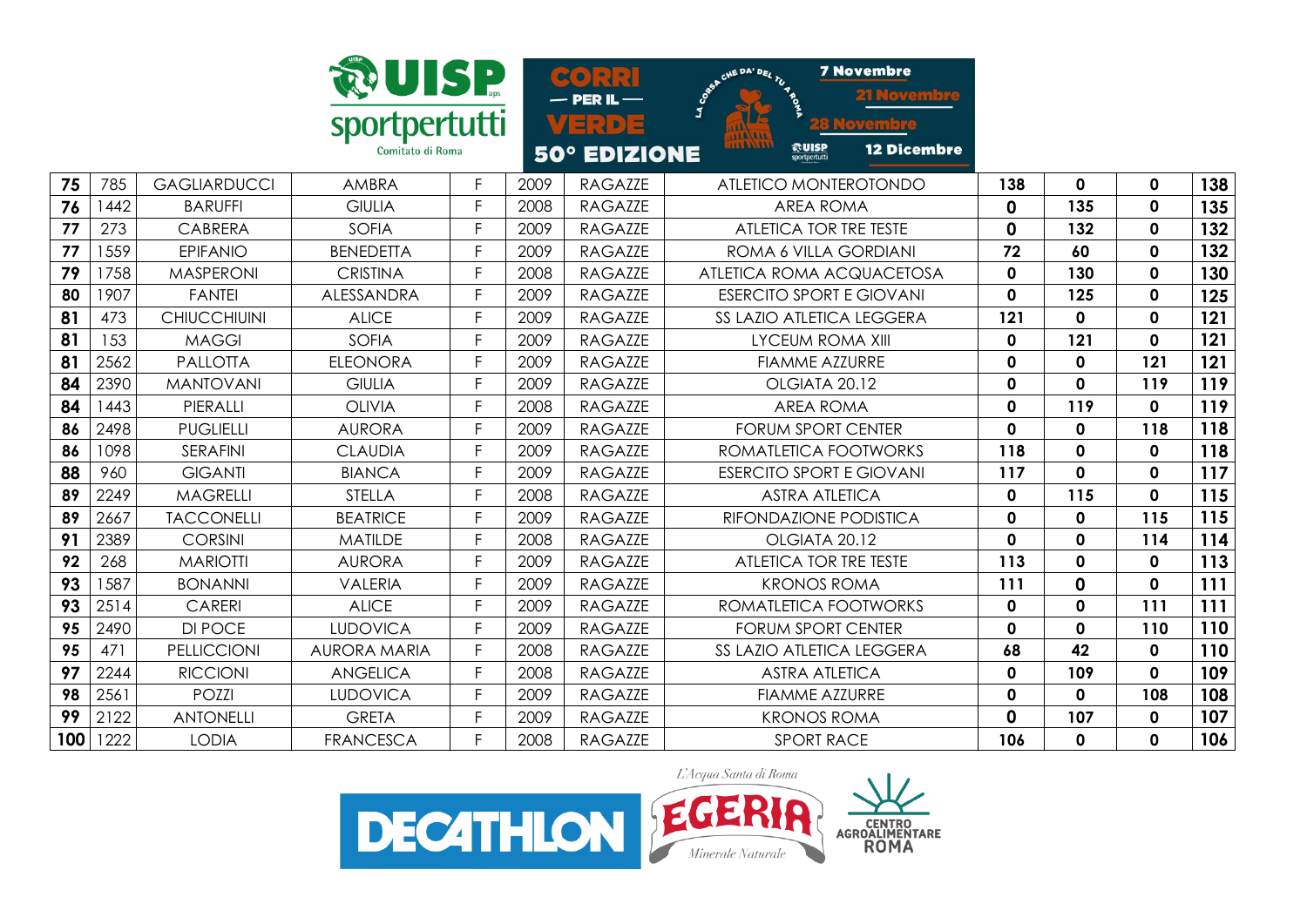| 75 | 785 | GAGLIARDUCCI | AMBRA | F | 2009 | RAGAZZE | ATLETICO MONTEROTONDO | 138 | 0 | 0 | 138 |
|---|---|---|---|---|---|---|---|---|---|---|---|
| 76 | 1442 | BARUFFI | GIULIA | F | 2008 | RAGAZZE | AREA ROMA | 0 | 135 | 0 | 135 |
| 77 | 273 | CABRERA | SOFIA | F | 2009 | RAGAZZE | ATLETICA TOR TRE TESTE | 0 | 132 | 0 | 132 |
| 77 | 1559 | EPIFANIO | BENEDETTA | F | 2009 | RAGAZZE | ROMA 6 VILLA GORDIANI | 72 | 60 | 0 | 132 |
| 79 | 1758 | MASPERONI | CRISTINA | F | 2008 | RAGAZZE | ATLETICA ROMA ACQUACETOSA | 0 | 130 | 0 | 130 |
| 80 | 1907 | FANTEI | ALESSANDRA | F | 2009 | RAGAZZE | ESERCITO SPORT E GIOVANI | 0 | 125 | 0 | 125 |
| 81 | 473 | CHIUCCHIUINI | ALICE | F | 2009 | RAGAZZE | SS LAZIO ATLETICA LEGGERA | 121 | 0 | 0 | 121 |
| 81 | 153 | MAGGI | SOFIA | F | 2009 | RAGAZZE | LYCEUM ROMA XIII | 0 | 121 | 0 | 121 |
| 81 | 2562 | PALLOTTA | ELEONORA | F | 2009 | RAGAZZE | FIAMME AZZURRE | 0 | 0 | 121 | 121 |
| 84 | 2390 | MANTOVANI | GIULIA | F | 2009 | RAGAZZE | OLGIATA 20.12 | 0 | 0 | 119 | 119 |
| 84 | 1443 | PIERALLI | OLIVIA | F | 2008 | RAGAZZE | AREA ROMA | 0 | 119 | 0 | 119 |
| 86 | 2498 | PUGLIELLI | AURORA | F | 2009 | RAGAZZE | FORUM SPORT CENTER | 0 | 0 | 118 | 118 |
| 86 | 1098 | SERAFINI | CLAUDIA | F | 2009 | RAGAZZE | ROMATLETICA FOOTWORKS | 118 | 0 | 0 | 118 |
| 88 | 960 | GIGANTI | BIANCA | F | 2009 | RAGAZZE | ESERCITO SPORT E GIOVANI | 117 | 0 | 0 | 117 |
| 89 | 2249 | MAGRELLI | STELLA | F | 2008 | RAGAZZE | ASTRA ATLETICA | 0 | 115 | 0 | 115 |
| 89 | 2667 | TACCONELLI | BEATRICE | F | 2009 | RAGAZZE | RIFONDAZIONE PODISTICA | 0 | 0 | 115 | 115 |
| 91 | 2389 | CORSINI | MATILDE | F | 2008 | RAGAZZE | OLGIATA 20.12 | 0 | 0 | 114 | 114 |
| 92 | 268 | MARIOTTI | AURORA | F | 2009 | RAGAZZE | ATLETICA TOR TRE TESTE | 113 | 0 | 0 | 113 |
| 93 | 1587 | BONANNI | VALERIA | F | 2009 | RAGAZZE | KRONOS ROMA | 111 | 0 | 0 | 111 |
| 93 | 2514 | CARERI | ALICE | F | 2009 | RAGAZZE | ROMATLETICA FOOTWORKS | 0 | 0 | 111 | 111 |
| 95 | 2490 | DI POCE | LUDOVICA | F | 2009 | RAGAZZE | FORUM SPORT CENTER | 0 | 0 | 110 | 110 |
| 95 | 471 | PELLICCIONI | AURORA MARIA | F | 2008 | RAGAZZE | SS LAZIO ATLETICA LEGGERA | 68 | 42 | 0 | 110 |
| 97 | 2244 | RICCIONI | ANGELICA | F | 2008 | RAGAZZE | ASTRA ATLETICA | 0 | 109 | 0 | 109 |
| 98 | 2561 | POZZI | LUDOVICA | F | 2009 | RAGAZZE | FIAMME AZZURRE | 0 | 0 | 108 | 108 |
| 99 | 2122 | ANTONELLI | GRETA | F | 2009 | RAGAZZE | KRONOS ROMA | 0 | 107 | 0 | 107 |
| 100 | 1222 | LODIA | FRANCESCA | F | 2008 | RAGAZZE | SPORT RACE | 106 | 0 | 0 | 106 |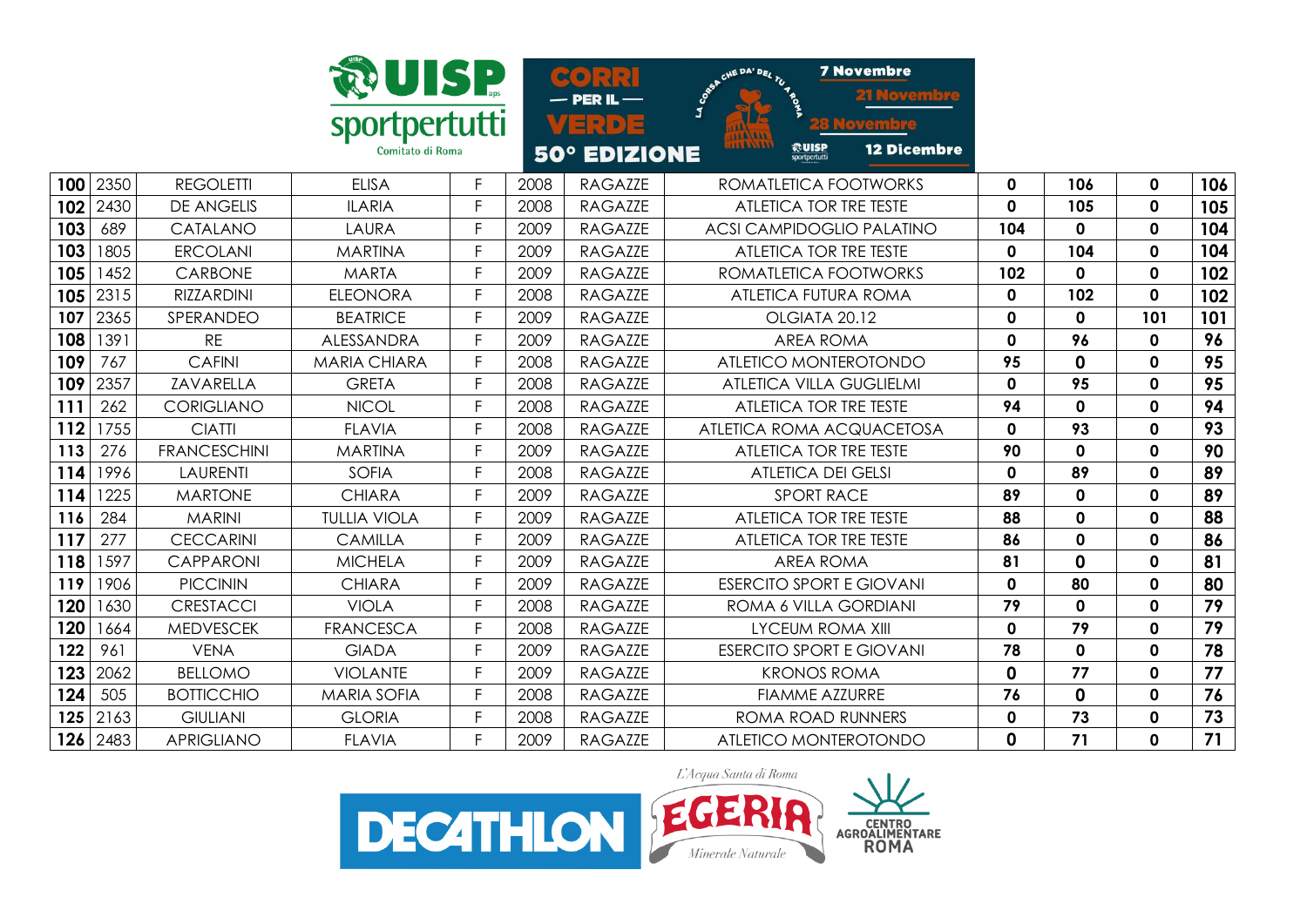| | | | | | | | | | | | |
|---|---|---|---|---|---|---|---|---|---|---|---|
| **100** | 2350 | REGOLETTI | ELISA | F | 2008 | RAGAZZE | ROMATLETICA FOOTWORKS | **0** | **106** | **0** | **106** |
| **102** | 2430 | DE ANGELIS | ILARIA | F | 2008 | RAGAZZE | ATLETICA TOR TRE TESTE | **0** | **105** | **0** | **105** |
| **103** | 689 | CATALANO | LAURA | F | 2009 | RAGAZZE | ACSI CAMPIDOGLIO PALATINO | **104** | **0** | **0** | **104** |
| **103** | 1805 | ERCOLANI | MARTINA | F | 2009 | RAGAZZE | ATLETICA TOR TRE TESTE | **0** | **104** | **0** | **104** |
| **105** | 1452 | CARBONE | MARTA | F | 2009 | RAGAZZE | ROMATLETICA FOOTWORKS | **102** | **0** | **0** | **102** |
| **105** | 2315 | RIZZARDINI | ELEONORA | F | 2008 | RAGAZZE | ATLETICA FUTURA ROMA | **0** | **102** | **0** | **102** |
| **107** | 2365 | SPERANDEO | BEATRICE | F | 2009 | RAGAZZE | OLGIATA 20.12 | **0** | **0** | **101** | **101** |
| **108** | 1391 | RE | ALESSANDRA | F | 2009 | RAGAZZE | AREA ROMA | **0** | **96** | **0** | **96** |
| **109** | 767 | CAFINI | MARIA CHIARA | F | 2008 | RAGAZZE | ATLETICO MONTEROTONDO | **95** | **0** | **0** | **95** |
| **109** | 2357 | ZAVARELLA | GRETA | F | 2008 | RAGAZZE | ATLETICA VILLA GUGLIELMI | **0** | **95** | **0** | **95** |
| **111** | 262 | CORIGLIANO | NICOL | F | 2008 | RAGAZZE | ATLETICA TOR TRE TESTE | **94** | **0** | **0** | **94** |
| **112** | 1755 | CIATTI | FLAVIA | F | 2008 | RAGAZZE | ATLETICA ROMA ACQUACETOSA | **0** | **93** | **0** | **93** |
| **113** | 276 | FRANCESCHINI | MARTINA | F | 2009 | RAGAZZE | ATLETICA TOR TRE TESTE | **90** | **0** | **0** | **90** |
| **114** | 1996 | LAURENTI | SOFIA | F | 2008 | RAGAZZE | ATLETICA DEI GELSI | **0** | **89** | **0** | **89** |
| **114** | 1225 | MARTONE | CHIARA | F | 2009 | RAGAZZE | SPORT RACE | **89** | **0** | **0** | **89** |
| **116** | 284 | MARINI | TULLIA VIOLA | F | 2009 | RAGAZZE | ATLETICA TOR TRE TESTE | **88** | **0** | **0** | **88** |
| **117** | 277 | CECCARINI | CAMILLA | F | 2009 | RAGAZZE | ATLETICA TOR TRE TESTE | **86** | **0** | **0** | **86** |
| **118** | 1597 | CAPPARONI | MICHELA | F | 2009 | RAGAZZE | AREA ROMA | **81** | **0** | **0** | **81** |
| **119** | 1906 | PICCININ | CHIARA | F | 2009 | RAGAZZE | ESERCITO SPORT E GIOVANI | **0** | **80** | **0** | **80** |
| **120** | 1630 | CRESTACCI | VIOLA | F | 2008 | RAGAZZE | ROMA 6 VILLA GORDIANI | **79** | **0** | **0** | **79** |
| **120** | 1664 | MEDVESCEK | FRANCESCA | F | 2008 | RAGAZZE | LYCEUM ROMA XIII | **0** | **79** | **0** | **79** |
| **122** | 961 | VENA | GIADA | F | 2009 | RAGAZZE | ESERCITO SPORT E GIOVANI | **78** | **0** | **0** | **78** |
| **123** | 2062 | BELLOMO | VIOLANTE | F | 2009 | RAGAZZE | KRONOS ROMA | **0** | **77** | **0** | **77** |
| **124** | 505 | BOTTICCHIO | MARIA SOFIA | F | 2008 | RAGAZZE | FIAMME AZZURRE | **76** | **0** | **0** | **76** |
| **125** | 2163 | GIULIANI | GLORIA | F | 2008 | RAGAZZE | ROMA ROAD RUNNERS | **0** | **73** | **0** | **73** |
| **126** | 2483 | APRIGLIANO | FLAVIA | F | 2009 | RAGAZZE | ATLETICO MONTEROTONDO | **0** | **71** | **0** | **71** |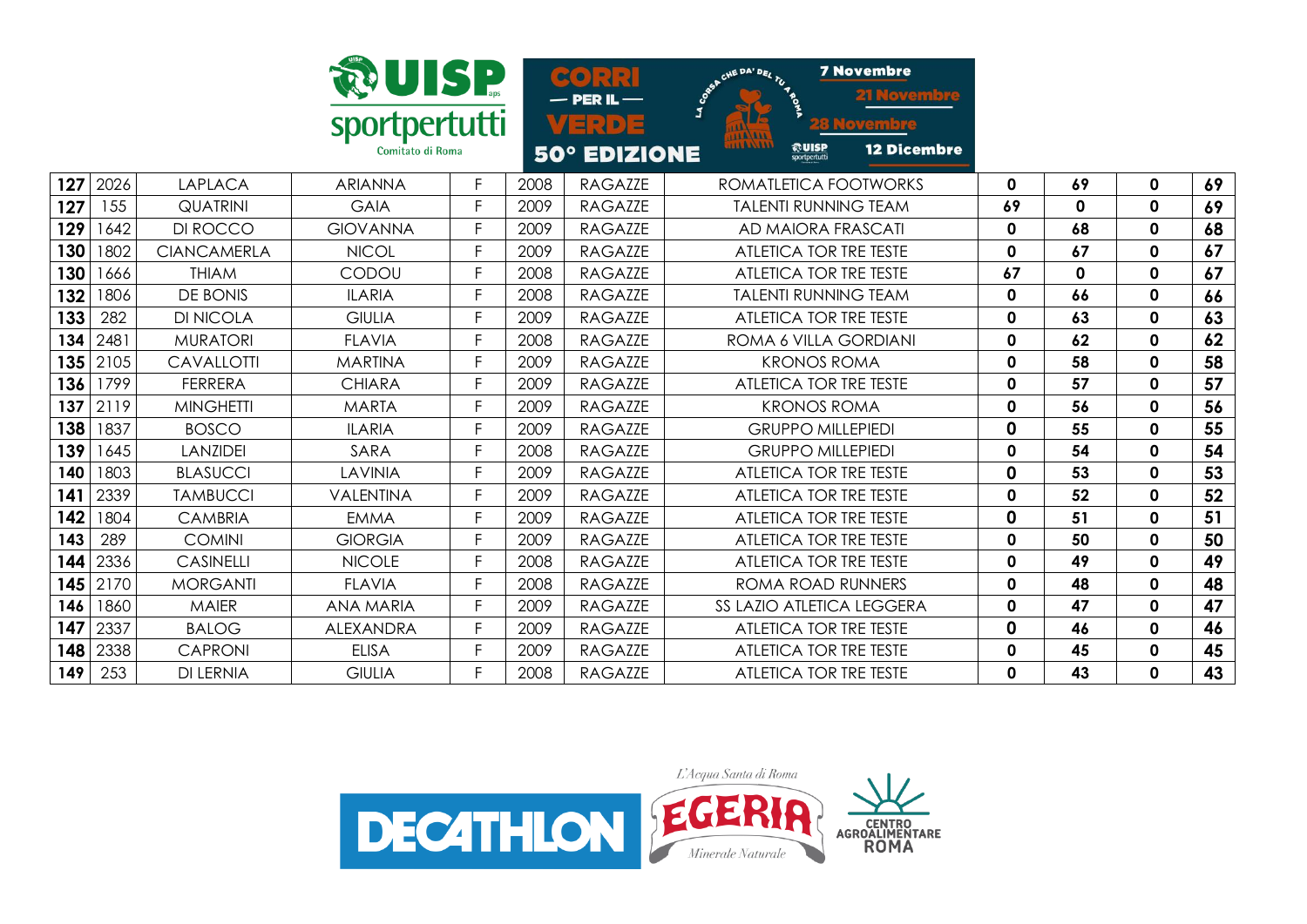| 127 | 2026 | LAPLACA | ARIANNA | F | 2008 | RAGAZZE | ROMATLETICA FOOTWORKS | 0 | 69 | 0 | 69 |
|---|---|---|---|---|---|---|---|---|---|---|---|
| 127 | 155 | QUATRINI | GAIA | F | 2009 | RAGAZZE | TALENTI RUNNING TEAM | 69 | 0 | 0 | 69 |
| 129 | 1642 | DI ROCCO | GIOVANNA | F | 2009 | RAGAZZE | AD MAIORA FRASCATI | 0 | 68 | 0 | 68 |
| 130 | 1802 | CIANCAMERLA | NICOL | F | 2009 | RAGAZZE | ATLETICA TOR TRE TESTE | 0 | 67 | 0 | 67 |
| 130 | 1666 | THIAM | CODOU | F | 2008 | RAGAZZE | ATLETICA TOR TRE TESTE | 67 | 0 | 0 | 67 |
| 132 | 1806 | DE BONIS | ILARIA | F | 2008 | RAGAZZE | TALENTI RUNNING TEAM | 0 | 66 | 0 | 66 |
| 133 | 282 | DI NICOLA | GIULIA | F | 2009 | RAGAZZE | ATLETICA TOR TRE TESTE | 0 | 63 | 0 | 63 |
| 134 | 2481 | MURATORI | FLAVIA | F | 2008 | RAGAZZE | ROMA 6 VILLA GORDIANI | 0 | 62 | 0 | 62 |
| 135 | 2105 | CAVALLOTTI | MARTINA | F | 2009 | RAGAZZE | KRONOS ROMA | 0 | 58 | 0 | 58 |
| 136 | 1799 | FERRERA | CHIARA | F | 2009 | RAGAZZE | ATLETICA TOR TRE TESTE | 0 | 57 | 0 | 57 |
| 137 | 2119 | MINGHETTI | MARTA | F | 2009 | RAGAZZE | KRONOS ROMA | 0 | 56 | 0 | 56 |
| 138 | 1837 | BOSCO | ILARIA | F | 2009 | RAGAZZE | GRUPPO MILLEPIEDI | 0 | 55 | 0 | 55 |
| 139 | 1645 | LANZIDEI | SARA | F | 2008 | RAGAZZE | GRUPPO MILLEPIEDI | 0 | 54 | 0 | 54 |
| 140 | 1803 | BLASUCCI | LAVINIA | F | 2009 | RAGAZZE | ATLETICA TOR TRE TESTE | 0 | 53 | 0 | 53 |
| 141 | 2339 | TAMBUCCI | VALENTINA | F | 2009 | RAGAZZE | ATLETICA TOR TRE TESTE | 0 | 52 | 0 | 52 |
| 142 | 1804 | CAMBRIA | EMMA | F | 2009 | RAGAZZE | ATLETICA TOR TRE TESTE | 0 | 51 | 0 | 51 |
| 143 | 289 | COMINI | GIORGIA | F | 2009 | RAGAZZE | ATLETICA TOR TRE TESTE | 0 | 50 | 0 | 50 |
| 144 | 2336 | CASINELLI | NICOLE | F | 2008 | RAGAZZE | ATLETICA TOR TRE TESTE | 0 | 49 | 0 | 49 |
| 145 | 2170 | MORGANTI | FLAVIA | F | 2008 | RAGAZZE | ROMA ROAD RUNNERS | 0 | 48 | 0 | 48 |
| 146 | 1860 | MAIER | ANA MARIA | F | 2009 | RAGAZZE | SS LAZIO ATLETICA LEGGERA | 0 | 47 | 0 | 47 |
| 147 | 2337 | BALOG | ALEXANDRA | F | 2009 | RAGAZZE | ATLETICA TOR TRE TESTE | 0 | 46 | 0 | 46 |
| 148 | 2338 | CAPRONI | ELISA | F | 2009 | RAGAZZE | ATLETICA TOR TRE TESTE | 0 | 45 | 0 | 45 |
| 149 | 253 | DI LERNIA | GIULIA | F | 2008 | RAGAZZE | ATLETICA TOR TRE TESTE | 0 | 43 | 0 | 43 |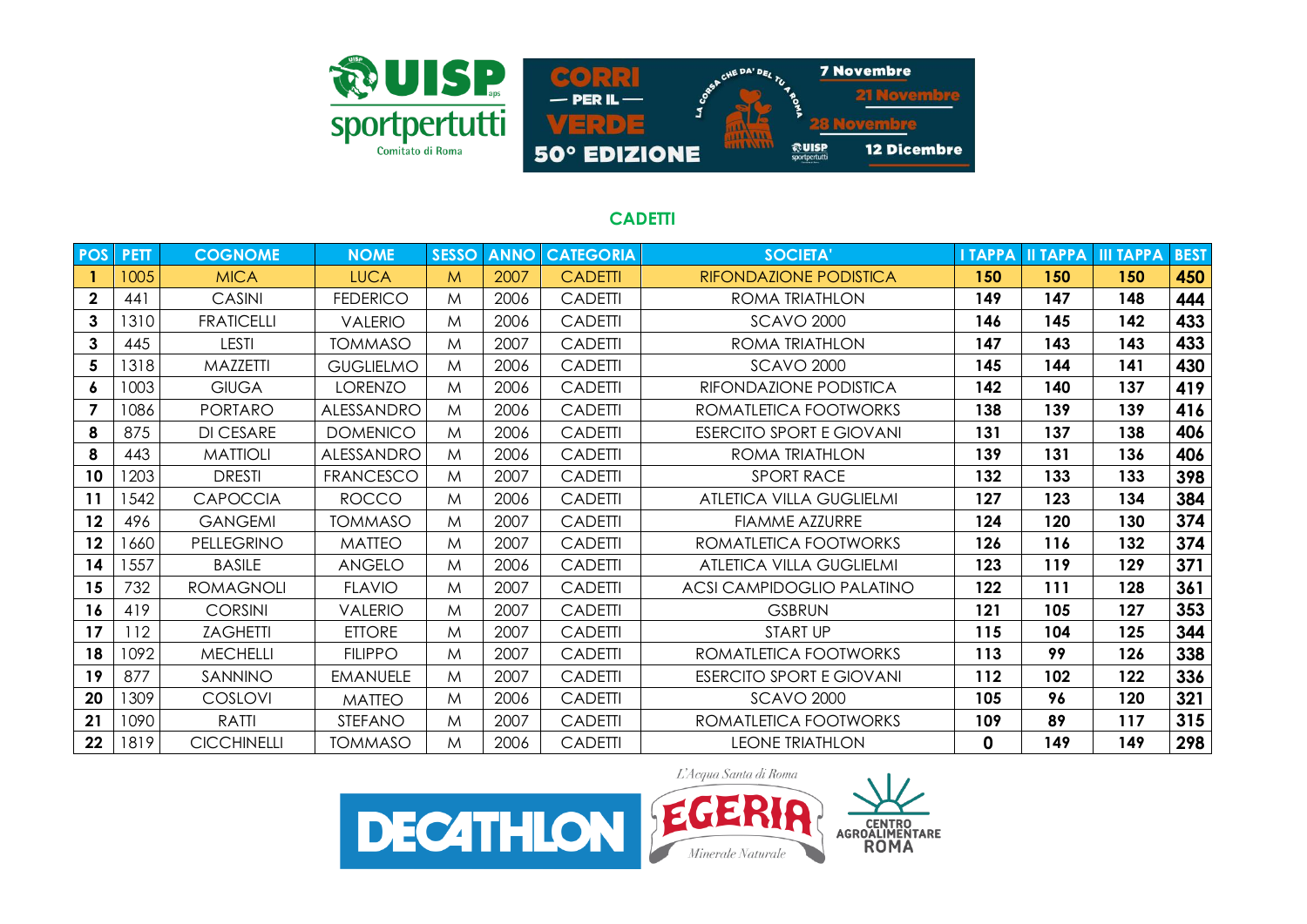## CADETTI

| POS | PETT | COGNOME | NOME | SESSO | ANNO | CATEGORIA | SOCIETA' | I TAPPA | II TAPPA | III TAPPA | BEST |
|---|---|---|---|---|---|---|---|---|---|---|---|
| 1 | 1005 | MICA | LUCA | M | 2007 | CADETTI | RIFONDAZIONE PODISTICA | 150 | 150 | 150 | 450 |
| 2 | 441 | CASINI | FEDERICO | M | 2006 | CADETTI | ROMA TRIATHLON | 149 | 147 | 148 | 444 |
| 3 | 1310 | FRATICELLI | VALERIO | M | 2006 | CADETTI | SCAVO 2000 | 146 | 145 | 142 | 433 |
| 3 | 445 | LESTI | TOMMASO | M | 2007 | CADETTI | ROMA TRIATHLON | 147 | 143 | 143 | 433 |
| 5 | 1318 | MAZZETTI | GUGLIELMO | M | 2006 | CADETTI | SCAVO 2000 | 145 | 144 | 141 | 430 |
| 6 | 1003 | GIUGA | LORENZO | M | 2006 | CADETTI | RIFONDAZIONE PODISTICA | 142 | 140 | 137 | 419 |
| 7 | 1086 | PORTARO | ALESSANDRO | M | 2006 | CADETTI | ROMATLETICA FOOTWORKS | 138 | 139 | 139 | 416 |
| 8 | 875 | DI CESARE | DOMENICO | M | 2006 | CADETTI | ESERCITO SPORT E GIOVANI | 131 | 137 | 138 | 406 |
| 8 | 443 | MATTIOLI | ALESSANDRO | M | 2006 | CADETTI | ROMA TRIATHLON | 139 | 131 | 136 | 406 |
| 10 | 1203 | DRESTI | FRANCESCO | M | 2007 | CADETTI | SPORT RACE | 132 | 133 | 133 | 398 |
| 11 | 1542 | CAPOCCIA | ROCCO | M | 2006 | CADETTI | ATLETICA VILLA GUGLIELMI | 127 | 123 | 134 | 384 |
| 12 | 496 | GANGEMI | TOMMASO | M | 2007 | CADETTI | FIAMME AZZURRE | 124 | 120 | 130 | 374 |
| 12 | 1660 | PELLEGRINO | MATTEO | M | 2007 | CADETTI | ROMATLETICA FOOTWORKS | 126 | 116 | 132 | 374 |
| 14 | 1557 | BASILE | ANGELO | M | 2006 | CADETTI | ATLETICA VILLA GUGLIELMI | 123 | 119 | 129 | 371 |
| 15 | 732 | ROMAGNOLI | FLAVIO | M | 2007 | CADETTI | ACSI CAMPIDOGLIO PALATINO | 122 | 111 | 128 | 361 |
| 16 | 419 | CORSINI | VALERIO | M | 2007 | CADETTI | GSBRUN | 121 | 105 | 127 | 353 |
| 17 | 112 | ZAGHETTI | ETTORE | M | 2007 | CADETTI | START UP | 115 | 104 | 125 | 344 |
| 18 | 1092 | MECHELLI | FILIPPO | M | 2007 | CADETTI | ROMATLETICA FOOTWORKS | 113 | 99 | 126 | 338 |
| 19 | 877 | SANNINO | EMANUELE | M | 2007 | CADETTI | ESERCITO SPORT E GIOVANI | 112 | 102 | 122 | 336 |
| 20 | 1309 | COSLOVI | MATTEO | M | 2006 | CADETTI | SCAVO 2000 | 105 | 96 | 120 | 321 |
| 21 | 1090 | RATTI | STEFANO | M | 2007 | CADETTI | ROMATLETICA FOOTWORKS | 109 | 89 | 117 | 315 |
| 22 | 1819 | CICCHINELLI | TOMMASO | M | 2006 | CADETTI | LEONE TRIATHLON | 0 | 149 | 149 | 298 |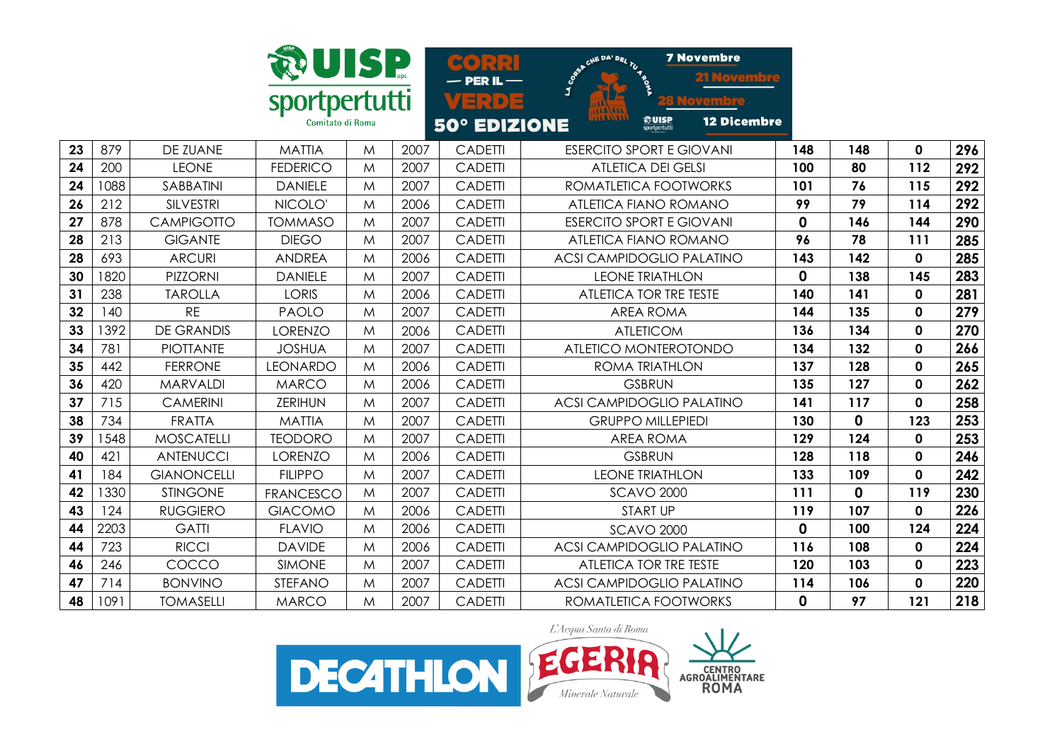| 23 | 879 | DE ZUANE | MATTIA | M | 2007 | CADETTI | ESERCITO SPORT E GIOVANI | 148 | 148 | 0 | 296 |
|---|---|---|---|---|---|---|---|---|---|---|---|
| 24 | 200 | LEONE | FEDERICO | M | 2007 | CADETTI | ATLETICA DEI GELSI | 100 | 80 | 112 | 292 |
| 24 | 1088 | SABBATINI | DANIELE | M | 2007 | CADETTI | ROMATLETICA FOOTWORKS | 101 | 76 | 115 | 292 |
| 26 | 212 | SILVESTRI | NICOLO' | M | 2006 | CADETTI | ATLETICA FIANO ROMANO | 99 | 79 | 114 | 292 |
| 27 | 878 | CAMPIGOTTO | TOMMASO | M | 2007 | CADETTI | ESERCITO SPORT E GIOVANI | 0 | 146 | 144 | 290 |
| 28 | 213 | GIGANTE | DIEGO | M | 2007 | CADETTI | ATLETICA FIANO ROMANO | 96 | 78 | 111 | 285 |
| 28 | 693 | ARCURI | ANDREA | M | 2006 | CADETTI | ACSI CAMPIDOGLIO PALATINO | 143 | 142 | 0 | 285 |
| 30 | 1820 | PIZZORNI | DANIELE | M | 2007 | CADETTI | LEONE TRIATHLON | 0 | 138 | 145 | 283 |
| 31 | 238 | TAROLLA | LORIS | M | 2006 | CADETTI | ATLETICA TOR TRE TESTE | 140 | 141 | 0 | 281 |
| 32 | 140 | RE | PAOLO | M | 2007 | CADETTI | AREA ROMA | 144 | 135 | 0 | 279 |
| 33 | 1392 | DE GRANDIS | LORENZO | M | 2006 | CADETTI | ATLETICOM | 136 | 134 | 0 | 270 |
| 34 | 781 | PIOTTANTE | JOSHUA | M | 2007 | CADETTI | ATLETICO MONTEROTONDO | 134 | 132 | 0 | 266 |
| 35 | 442 | FERRONE | LEONARDO | M | 2006 | CADETTI | ROMA TRIATHLON | 137 | 128 | 0 | 265 |
| 36 | 420 | MARVALDI | MARCO | M | 2006 | CADETTI | GSBRUN | 135 | 127 | 0 | 262 |
| 37 | 715 | CAMERINI | ZERIHUN | M | 2007 | CADETTI | ACSI CAMPIDOGLIO PALATINO | 141 | 117 | 0 | 258 |
| 38 | 734 | FRATTA | MATTIA | M | 2007 | CADETTI | GRUPPO MILLEPIEDI | 130 | 0 | 123 | 253 |
| 39 | 1548 | MOSCATELLI | TEODORO | M | 2007 | CADETTI | AREA ROMA | 129 | 124 | 0 | 253 |
| 40 | 421 | ANTENUCCI | LORENZO | M | 2006 | CADETTI | GSBRUN | 128 | 118 | 0 | 246 |
| 41 | 184 | GIANONCELLI | FILIPPO | M | 2007 | CADETTI | LEONE TRIATHLON | 133 | 109 | 0 | 242 |
| 42 | 1330 | STINGONE | FRANCESCO | M | 2007 | CADETTI | SCAVO 2000 | 111 | 0 | 119 | 230 |
| 43 | 124 | RUGGIERO | GIACOMO | M | 2006 | CADETTI | START UP | 119 | 107 | 0 | 226 |
| 44 | 2203 | GATTI | FLAVIO | M | 2006 | CADETTI | SCAVO 2000 | 0 | 100 | 124 | 224 |
| 44 | 723 | RICCI | DAVIDE | M | 2006 | CADETTI | ACSI CAMPIDOGLIO PALATINO | 116 | 108 | 0 | 224 |
| 46 | 246 | COCCO | SIMONE | M | 2007 | CADETTI | ATLETICA TOR TRE TESTE | 120 | 103 | 0 | 223 |
| 47 | 714 | BONVINO | STEFANO | M | 2007 | CADETTI | ACSI CAMPIDOGLIO PALATINO | 114 | 106 | 0 | 220 |
| 48 | 1091 | TOMASELLI | MARCO | M | 2007 | CADETTI | ROMATLETICA FOOTWORKS | 0 | 97 | 121 | 218 |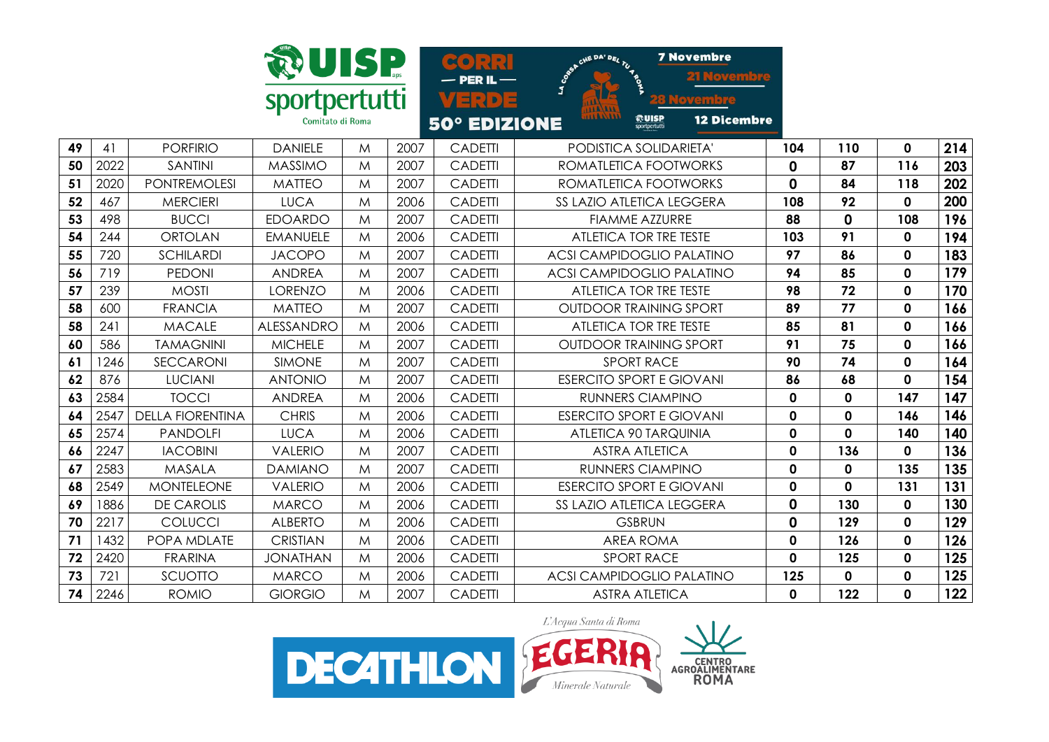| 49 | 41 | PORFIRIO | DANIELE | M | 2007 | CADETTI | PODISTICA SOLIDARIETA' | 104 | 110 | 0 | 214 |
|---|---|---|---|---|---|---|---|---|---|---|---|
| 50 | 2022 | SANTINI | MASSIMO | M | 2007 | CADETTI | ROMATLETICA FOOTWORKS | 0 | 87 | 116 | 203 |
| 51 | 2020 | PONTREMOLESI | MATTEO | M | 2007 | CADETTI | ROMATLETICA FOOTWORKS | 0 | 84 | 118 | 202 |
| 52 | 467 | MERCIERI | LUCA | M | 2006 | CADETTI | SS LAZIO ATLETICA LEGGERA | 108 | 92 | 0 | 200 |
| 53 | 498 | BUCCI | EDOARDO | M | 2007 | CADETTI | FIAMME AZZURRE | 88 | 0 | 108 | 196 |
| 54 | 244 | ORTOLAN | EMANUELE | M | 2006 | CADETTI | ATLETICA TOR TRE TESTE | 103 | 91 | 0 | 194 |
| 55 | 720 | SCHILARDI | JACOPO | M | 2007 | CADETTI | ACSI CAMPIDOGLIO PALATINO | 97 | 86 | 0 | 183 |
| 56 | 719 | PEDONI | ANDREA | M | 2007 | CADETTI | ACSI CAMPIDOGLIO PALATINO | 94 | 85 | 0 | 179 |
| 57 | 239 | MOSTI | LORENZO | M | 2006 | CADETTI | ATLETICA TOR TRE TESTE | 98 | 72 | 0 | 170 |
| 58 | 600 | FRANCIA | MATTEO | M | 2007 | CADETTI | OUTDOOR TRAINING SPORT | 89 | 77 | 0 | 166 |
| 58 | 241 | MACALE | ALESSANDRO | M | 2006 | CADETTI | ATLETICA TOR TRE TESTE | 85 | 81 | 0 | 166 |
| 60 | 586 | TAMAGNINI | MICHELE | M | 2007 | CADETTI | OUTDOOR TRAINING SPORT | 91 | 75 | 0 | 166 |
| 61 | 1246 | SECCARONI | SIMONE | M | 2007 | CADETTI | SPORT RACE | 90 | 74 | 0 | 164 |
| 62 | 876 | LUCIANI | ANTONIO | M | 2007 | CADETTI | ESERCITO SPORT E GIOVANI | 86 | 68 | 0 | 154 |
| 63 | 2584 | TOCCI | ANDREA | M | 2006 | CADETTI | RUNNERS CIAMPINO | 0 | 0 | 147 | 147 |
| 64 | 2547 | DELLA FIORENTINA | CHRIS | M | 2006 | CADETTI | ESERCITO SPORT E GIOVANI | 0 | 0 | 146 | 146 |
| 65 | 2574 | PANDOLFI | LUCA | M | 2006 | CADETTI | ATLETICA 90 TARQUINIA | 0 | 0 | 140 | 140 |
| 66 | 2247 | IACOBINI | VALERIO | M | 2007 | CADETTI | ASTRA ATLETICA | 0 | 136 | 0 | 136 |
| 67 | 2583 | MASALA | DAMIANO | M | 2007 | CADETTI | RUNNERS CIAMPINO | 0 | 0 | 135 | 135 |
| 68 | 2549 | MONTELEONE | VALERIO | M | 2006 | CADETTI | ESERCITO SPORT E GIOVANI | 0 | 0 | 131 | 131 |
| 69 | 1886 | DE CAROLIS | MARCO | M | 2006 | CADETTI | SS LAZIO ATLETICA LEGGERA | 0 | 130 | 0 | 130 |
| 70 | 2217 | COLUCCI | ALBERTO | M | 2006 | CADETTI | GSBRUN | 0 | 129 | 0 | 129 |
| 71 | 1432 | POPA MDLATE | CRISTIAN | M | 2006 | CADETTI | AREA ROMA | 0 | 126 | 0 | 126 |
| 72 | 2420 | FRARINA | JONATHAN | M | 2006 | CADETTI | SPORT RACE | 0 | 125 | 0 | 125 |
| 73 | 721 | SCUOTTO | MARCO | M | 2006 | CADETTI | ACSI CAMPIDOGLIO PALATINO | 125 | 0 | 0 | 125 |
| 74 | 2246 | ROMIO | GIORGIO | M | 2007 | CADETTI | ASTRA ATLETICA | 0 | 122 | 0 | 122 |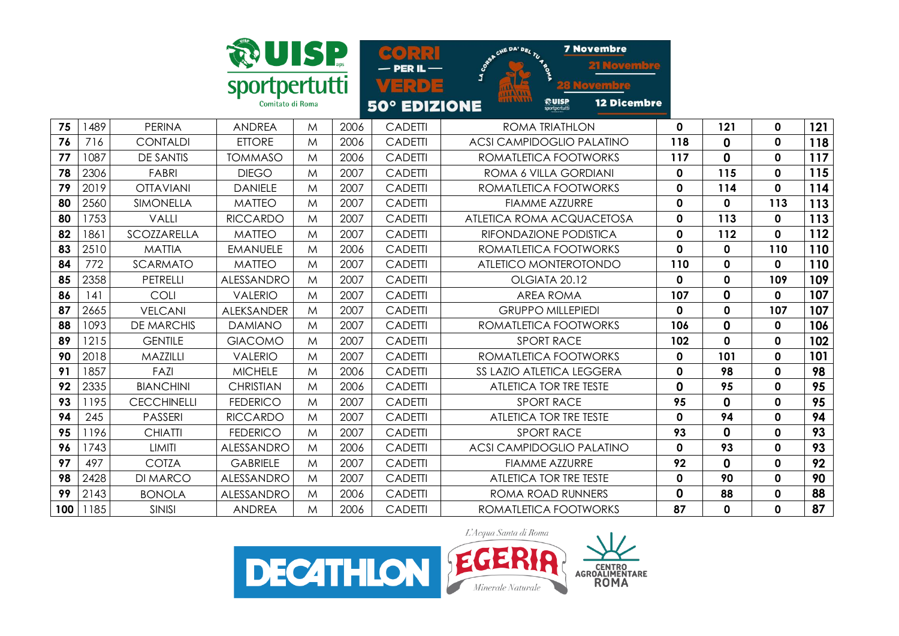| 75 | 1489 | PERINA | ANDREA | M | 2006 | CADETTI | ROMA TRIATHLON | 0 | 121 | 0 | 121 |
|---|---|---|---|---|---|---|---|---|---|---|---|
| 76 | 716 | CONTALDI | ETTORE | M | 2006 | CADETTI | ACSI CAMPIDOGLIO PALATINO | 118 | 0 | 0 | 118 |
| 77 | 1087 | DE SANTIS | TOMMASO | M | 2006 | CADETTI | ROMATLETICA FOOTWORKS | 117 | 0 | 0 | 117 |
| 78 | 2306 | FABRI | DIEGO | M | 2007 | CADETTI | ROMA 6 VILLA GORDIANI | 0 | 115 | 0 | 115 |
| 79 | 2019 | OTTAVIANI | DANIELE | M | 2007 | CADETTI | ROMATLETICA FOOTWORKS | 0 | 114 | 0 | 114 |
| 80 | 2560 | SIMONELLA | MATTEO | M | 2007 | CADETTI | FIAMME AZZURRE | 0 | 0 | 113 | 113 |
| 80 | 1753 | VALLI | RICCARDO | M | 2007 | CADETTI | ATLETICA ROMA ACQUACETOSA | 0 | 113 | 0 | 113 |
| 82 | 1861 | SCOZZARELLA | MATTEO | M | 2007 | CADETTI | RIFONDAZIONE PODISTICA | 0 | 112 | 0 | 112 |
| 83 | 2510 | MATTIA | EMANUELE | M | 2006 | CADETTI | ROMATLETICA FOOTWORKS | 0 | 0 | 110 | 110 |
| 84 | 772 | SCARMATO | MATTEO | M | 2007 | CADETTI | ATLETICO MONTEROTONDO | 110 | 0 | 0 | 110 |
| 85 | 2358 | PETRELLI | ALESSANDRO | M | 2007 | CADETTI | OLGIATA 20.12 | 0 | 0 | 109 | 109 |
| 86 | 141 | COLI | VALERIO | M | 2007 | CADETTI | AREA ROMA | 107 | 0 | 0 | 107 |
| 87 | 2665 | VELCANI | ALEKSANDER | M | 2007 | CADETTI | GRUPPO MILLEPIEDI | 0 | 0 | 107 | 107 |
| 88 | 1093 | DE MARCHIS | DAMIANO | M | 2007 | CADETTI | ROMATLETICA FOOTWORKS | 106 | 0 | 0 | 106 |
| 89 | 1215 | GENTILE | GIACOMO | M | 2007 | CADETTI | SPORT RACE | 102 | 0 | 0 | 102 |
| 90 | 2018 | MAZZILLI | VALERIO | M | 2007 | CADETTI | ROMATLETICA FOOTWORKS | 0 | 101 | 0 | 101 |
| 91 | 1857 | FAZI | MICHELE | M | 2006 | CADETTI | SS LAZIO ATLETICA LEGGERA | 0 | 98 | 0 | 98 |
| 92 | 2335 | BIANCHINI | CHRISTIAN | M | 2006 | CADETTI | ATLETICA TOR TRE TESTE | 0 | 95 | 0 | 95 |
| 93 | 1195 | CECCHINELLI | FEDERICO | M | 2007 | CADETTI | SPORT RACE | 95 | 0 | 0 | 95 |
| 94 | 245 | PASSERI | RICCARDO | M | 2007 | CADETTI | ATLETICA TOR TRE TESTE | 0 | 94 | 0 | 94 |
| 95 | 1196 | CHIATTI | FEDERICO | M | 2007 | CADETTI | SPORT RACE | 93 | 0 | 0 | 93 |
| 96 | 1743 | LIMITI | ALESSANDRO | M | 2006 | CADETTI | ACSI CAMPIDOGLIO PALATINO | 0 | 93 | 0 | 93 |
| 97 | 497 | COTZA | GABRIELE | M | 2007 | CADETTI | FIAMME AZZURRE | 92 | 0 | 0 | 92 |
| 98 | 2428 | DI MARCO | ALESSANDRO | M | 2007 | CADETTI | ATLETICA TOR TRE TESTE | 0 | 90 | 0 | 90 |
| 99 | 2143 | BONOLA | ALESSANDRO | M | 2006 | CADETTI | ROMA ROAD RUNNERS | 0 | 88 | 0 | 88 |
| 100 | 1185 | SINISI | ANDREA | M | 2006 | CADETTI | ROMATLETICA FOOTWORKS | 87 | 0 | 0 | 87 |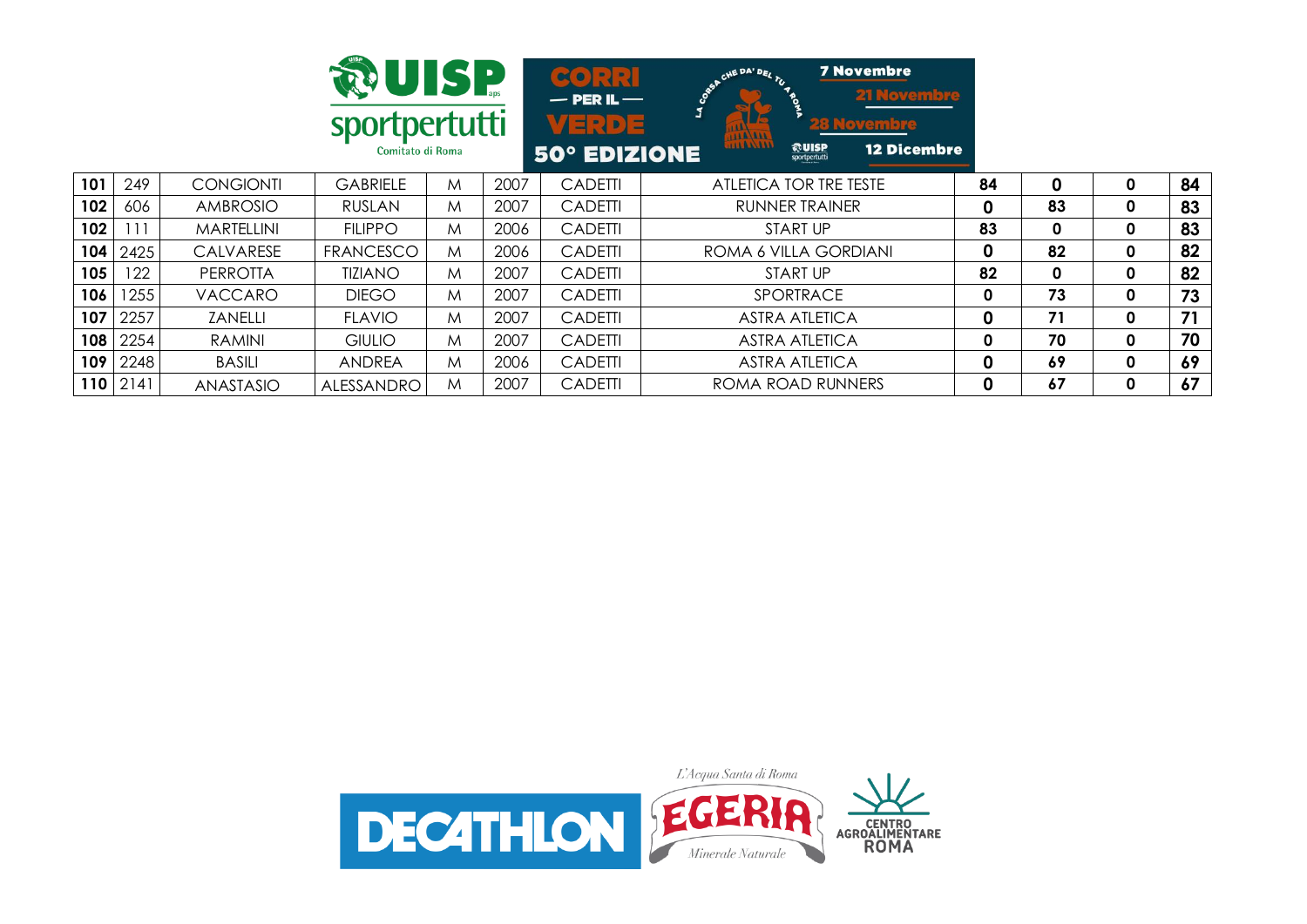| | | | | | | | | | | | |
|---|---|---|---|---|---|---|---|---|---|---|---|
| **101** | 249 | CONGIONTI | GABRIELE | M | 2007 | CADETTI | ATLETICA TOR TRE TESTE | **84** | **0** | **0** | **84** |
| **102** | 606 | AMBROSIO | RUSLAN | M | 2007 | CADETTI | RUNNER TRAINER | **0** | **83** | **0** | **83** |
| **102** | 111 | MARTELLINI | FILIPPO | M | 2006 | CADETTI | START UP | **83** | **0** | **0** | **83** |
| **104** | 2425 | CALVARESE | FRANCESCO | M | 2006 | CADETTI | ROMA 6 VILLA GORDIANI | **0** | **82** | **0** | **82** |
| **105** | 122 | PERROTTA | TIZIANO | M | 2007 | CADETTI | START UP | **82** | **0** | **0** | **82** |
| **106** | 1255 | VACCARO | DIEGO | M | 2007 | CADETTI | SPORTRACE | **0** | **73** | **0** | **73** |
| **107** | 2257 | ZANELLI | FLAVIO | M | 2007 | CADETTI | ASTRA ATLETICA | **0** | **71** | **0** | **71** |
| **108** | 2254 | RAMINI | GIULIO | M | 2007 | CADETTI | ASTRA ATLETICA | **0** | **70** | **0** | **70** |
| **109** | 2248 | BASILI | ANDREA | M | 2006 | CADETTI | ASTRA ATLETICA | **0** | **69** | **0** | **69** |
| **110** | 2141 | ANASTASIO | ALESSANDRO | M | 2007 | CADETTI | ROMA ROAD RUNNERS | **0** | **67** | **0** | **67** |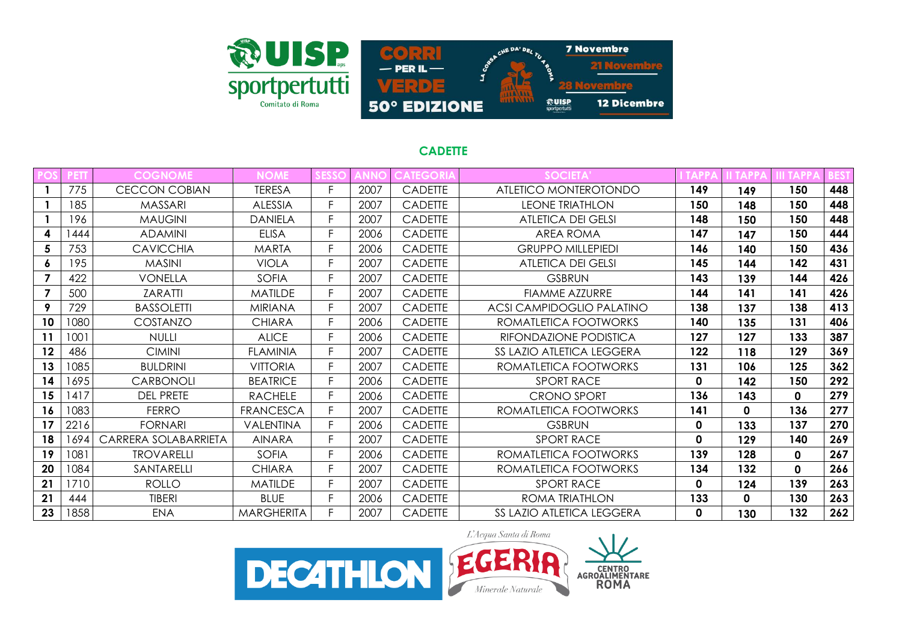## CADETTE

| POS | PETT | COGNOME | NOME | SESSO | ANNO | CATEGORIA | SOCIETA' | I TAPPA | II TAPPA | III TAPPA | BEST |
|---|---|---|---|---|---|---|---|---|---|---|---|
| 1 | 775 | CECCON COBIAN | TERESA | F | 2007 | CADETTE | ATLETICO MONTEROTONDO | 149 | 149 | 150 | 448 |
| 1 | 185 | MASSARI | ALESSIA | F | 2007 | CADETTE | LEONE TRIATHLON | 150 | 148 | 150 | 448 |
| 1 | 196 | MAUGINI | DANIELA | F | 2007 | CADETTE | ATLETICA DEI GELSI | 148 | 150 | 150 | 448 |
| 4 | 1444 | ADAMINI | ELISA | F | 2006 | CADETTE | AREA ROMA | 147 | 147 | 150 | 444 |
| 5 | 753 | CAVICCHIA | MARTA | F | 2006 | CADETTE | GRUPPO MILLEPIEDI | 146 | 140 | 150 | 436 |
| 6 | 195 | MASINI | VIOLA | F | 2007 | CADETTE | ATLETICA DEI GELSI | 145 | 144 | 142 | 431 |
| 7 | 422 | VONELLA | SOFIA | F | 2007 | CADETTE | GSBRUN | 143 | 139 | 144 | 426 |
| 7 | 500 | ZARATTI | MATILDE | F | 2007 | CADETTE | FIAMME AZZURRE | 144 | 141 | 141 | 426 |
| 9 | 729 | BASSOLETTI | MIRIANA | F | 2007 | CADETTE | ACSI CAMPIDOGLIO PALATINO | 138 | 137 | 138 | 413 |
| 10 | 1080 | COSTANZO | CHIARA | F | 2006 | CADETTE | ROMATLETICA FOOTWORKS | 140 | 135 | 131 | 406 |
| 11 | 1001 | NULLI | ALICE | F | 2006 | CADETTE | RIFONDAZIONE PODISTICA | 127 | 127 | 133 | 387 |
| 12 | 486 | CIMINI | FLAMINIA | F | 2007 | CADETTE | SS LAZIO ATLETICA LEGGERA | 122 | 118 | 129 | 369 |
| 13 | 1085 | BULDRINI | VITTORIA | F | 2007 | CADETTE | ROMATLETICA FOOTWORKS | 131 | 106 | 125 | 362 |
| 14 | 1695 | CARBONOLI | BEATRICE | F | 2006 | CADETTE | SPORT RACE | 0 | 142 | 150 | 292 |
| 15 | 1417 | DEL PRETE | RACHELE | F | 2006 | CADETTE | CRONO SPORT | 136 | 143 | 0 | 279 |
| 16 | 1083 | FERRO | FRANCESCA | F | 2007 | CADETTE | ROMATLETICA FOOTWORKS | 141 | 0 | 136 | 277 |
| 17 | 2216 | FORNARI | VALENTINA | F | 2006 | CADETTE | GSBRUN | 0 | 133 | 137 | 270 |
| 18 | 1694 | CARRERA SOLABARRIETA | AINARA | F | 2007 | CADETTE | SPORT RACE | 0 | 129 | 140 | 269 |
| 19 | 1081 | TROVARELLI | SOFIA | F | 2006 | CADETTE | ROMATLETICA FOOTWORKS | 139 | 128 | 0 | 267 |
| 20 | 1084 | SANTARELLI | CHIARA | F | 2007 | CADETTE | ROMATLETICA FOOTWORKS | 134 | 132 | 0 | 266 |
| 21 | 1710 | ROLLO | MATILDE | F | 2007 | CADETTE | SPORT RACE | 0 | 124 | 139 | 263 |
| 21 | 444 | TIBERI | BLUE | F | 2006 | CADETTE | ROMA TRIATHLON | 133 | 0 | 130 | 263 |
| 23 | 1858 | ENA | MARGHERITA | F | 2007 | CADETTE | SS LAZIO ATLETICA LEGGERA | 0 | 130 | 132 | 262 |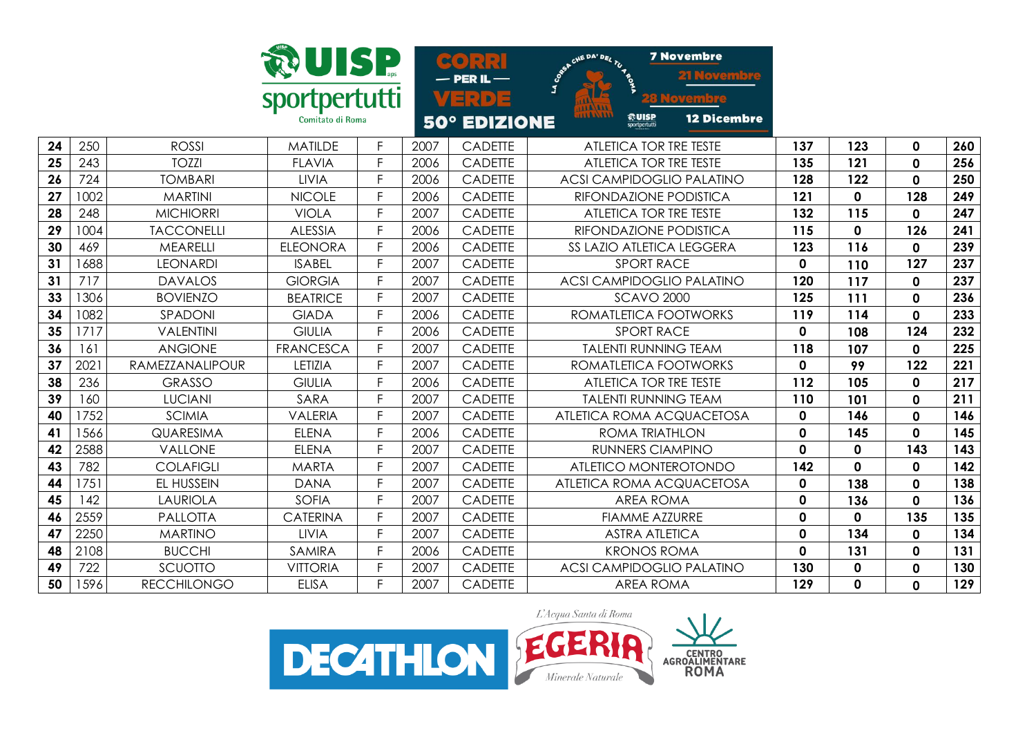| 24 | 250 | ROSSI | MATILDE | F | 2007 | CADETTE | ATLETICA TOR TRE TESTE | 137 | 123 | 0 | 260 |
|---|---|---|---|---|---|---|---|---|---|---|---|
| 25 | 243 | TOZZI | FLAVIA | F | 2006 | CADETTE | ATLETICA TOR TRE TESTE | 135 | 121 | 0 | 256 |
| 26 | 724 | TOMBARI | LIVIA | F | 2006 | CADETTE | ACSI CAMPIDOGLIO PALATINO | 128 | 122 | 0 | 250 |
| 27 | 1002 | MARTINI | NICOLE | F | 2006 | CADETTE | RIFONDAZIONE PODISTICA | 121 | 0 | 128 | 249 |
| 28 | 248 | MICHIORRI | VIOLA | F | 2007 | CADETTE | ATLETICA TOR TRE TESTE | 132 | 115 | 0 | 247 |
| 29 | 1004 | TACCONELLI | ALESSIA | F | 2006 | CADETTE | RIFONDAZIONE PODISTICA | 115 | 0 | 126 | 241 |
| 30 | 469 | MEARELLI | ELEONORA | F | 2006 | CADETTE | SS LAZIO ATLETICA LEGGERA | 123 | 116 | 0 | 239 |
| 31 | 1688 | LEONARDI | ISABEL | F | 2007 | CADETTE | SPORT RACE | 0 | 110 | 127 | 237 |
| 31 | 717 | DAVALOS | GIORGIA | F | 2007 | CADETTE | ACSI CAMPIDOGLIO PALATINO | 120 | 117 | 0 | 237 |
| 33 | 1306 | BOVIENZO | BEATRICE | F | 2007 | CADETTE | SCAVO 2000 | 125 | 111 | 0 | 236 |
| 34 | 1082 | SPADONI | GIADA | F | 2006 | CADETTE | ROMATLETICA FOOTWORKS | 119 | 114 | 0 | 233 |
| 35 | 1717 | VALENTINI | GIULIA | F | 2006 | CADETTE | SPORT RACE | 0 | 108 | 124 | 232 |
| 36 | 161 | ANGIONE | FRANCESCA | F | 2007 | CADETTE | TALENTI RUNNING TEAM | 118 | 107 | 0 | 225 |
| 37 | 2021 | RAMEZZANALIPOUR | LETIZIA | F | 2007 | CADETTE | ROMATLETICA FOOTWORKS | 0 | 99 | 122 | 221 |
| 38 | 236 | GRASSO | GIULIA | F | 2006 | CADETTE | ATLETICA TOR TRE TESTE | 112 | 105 | 0 | 217 |
| 39 | 160 | LUCIANI | SARA | F | 2007 | CADETTE | TALENTI RUNNING TEAM | 110 | 101 | 0 | 211 |
| 40 | 1752 | SCIMIA | VALERIA | F | 2007 | CADETTE | ATLETICA ROMA ACQUACETOSA | 0 | 146 | 0 | 146 |
| 41 | 1566 | QUARESIMA | ELENA | F | 2006 | CADETTE | ROMA TRIATHLON | 0 | 145 | 0 | 145 |
| 42 | 2588 | VALLONE | ELENA | F | 2007 | CADETTE | RUNNERS CIAMPINO | 0 | 0 | 143 | 143 |
| 43 | 782 | COLAFIGLI | MARTA | F | 2007 | CADETTE | ATLETICO MONTEROTONDO | 142 | 0 | 0 | 142 |
| 44 | 1751 | EL HUSSEIN | DANA | F | 2007 | CADETTE | ATLETICA ROMA ACQUACETOSA | 0 | 138 | 0 | 138 |
| 45 | 142 | LAURIOLA | SOFIA | F | 2007 | CADETTE | AREA ROMA | 0 | 136 | 0 | 136 |
| 46 | 2559 | PALLOTTA | CATERINA | F | 2007 | CADETTE | FIAMME AZZURRE | 0 | 0 | 135 | 135 |
| 47 | 2250 | MARTINO | LIVIA | F | 2007 | CADETTE | ASTRA ATLETICA | 0 | 134 | 0 | 134 |
| 48 | 2108 | BUCCHI | SAMIRA | F | 2006 | CADETTE | KRONOS ROMA | 0 | 131 | 0 | 131 |
| 49 | 722 | SCUOTTO | VITTORIA | F | 2007 | CADETTE | ACSI CAMPIDOGLIO PALATINO | 130 | 0 | 0 | 130 |
| 50 | 1596 | RECCHILONGO | ELISA | F | 2007 | CADETTE | AREA ROMA | 129 | 0 | 0 | 129 |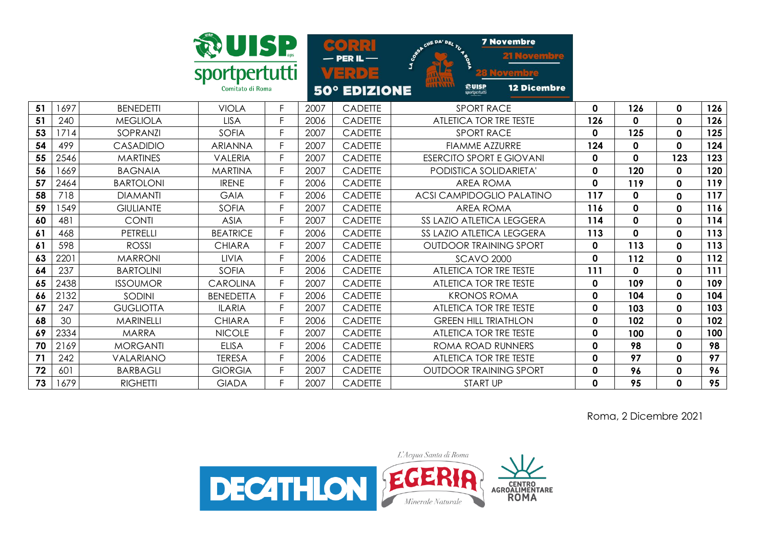| | | | | | | | | | | | |
|---|---|---|---|---|---|---|---|---|---|---|---|
| **51** | 1697 | BENEDETTI | VIOLA | F | 2007 | CADETTE | SPORT RACE | **0** | **126** | **0** | **126** |
| **51** | 240 | MEGLIOLA | LISA | F | 2006 | CADETTE | ATLETICA TOR TRE TESTE | **126** | **0** | **0** | **126** |
| **53** | 1714 | SOPRANZI | SOFIA | F | 2007 | CADETTE | SPORT RACE | **0** | **125** | **0** | **125** |
| **54** | 499 | CASADIDIO | ARIANNA | F | 2007 | CADETTE | FIAMME AZZURRE | **124** | **0** | **0** | **124** |
| **55** | 2546 | MARTINES | VALERIA | F | 2007 | CADETTE | ESERCITO SPORT E GIOVANI | **0** | **0** | **123** | **123** |
| **56** | 1669 | BAGNAIA | MARTINA | F | 2007 | CADETTE | PODISTICA SOLIDARIETA' | **0** | **120** | **0** | **120** |
| **57** | 2464 | BARTOLONI | IRENE | F | 2006 | CADETTE | AREA ROMA | **0** | **119** | **0** | **119** |
| **58** | 718 | DIAMANTI | GAIA | F | 2006 | CADETTE | ACSI CAMPIDOGLIO PALATINO | **117** | **0** | **0** | **117** |
| **59** | 1549 | GIULIANTE | SOFIA | F | 2007 | CADETTE | AREA ROMA | **116** | **0** | **0** | **116** |
| **60** | 481 | CONTI | ASIA | F | 2007 | CADETTE | SS LAZIO ATLETICA LEGGERA | **114** | **0** | **0** | **114** |
| **61** | 468 | PETRELLI | BEATRICE | F | 2006 | CADETTE | SS LAZIO ATLETICA LEGGERA | **113** | **0** | **0** | **113** |
| **61** | 598 | ROSSI | CHIARA | F | 2007 | CADETTE | OUTDOOR TRAINING SPORT | **0** | **113** | **0** | **113** |
| **63** | 2201 | MARRONI | LIVIA | F | 2006 | CADETTE | SCAVO 2000 | **0** | **112** | **0** | **112** |
| **64** | 237 | BARTOLINI | SOFIA | F | 2006 | CADETTE | ATLETICA TOR TRE TESTE | **111** | **0** | **0** | **111** |
| **65** | 2438 | ISSOUMOR | CAROLINA | F | 2007 | CADETTE | ATLETICA TOR TRE TESTE | **0** | **109** | **0** | **109** |
| **66** | 2132 | SODINI | BENEDETTA | F | 2006 | CADETTE | KRONOS ROMA | **0** | **104** | **0** | **104** |
| **67** | 247 | GUGLIOTTA | ILARIA | F | 2007 | CADETTE | ATLETICA TOR TRE TESTE | **0** | **103** | **0** | **103** |
| **68** | 30 | MARINELLI | CHIARA | F | 2006 | CADETTE | GREEN HILL TRIATHLON | **0** | **102** | **0** | **102** |
| **69** | 2334 | MARRA | NICOLE | F | 2007 | CADETTE | ATLETICA TOR TRE TESTE | **0** | **100** | **0** | **100** |
| **70** | 2169 | MORGANTI | ELISA | F | 2006 | CADETTE | ROMA ROAD RUNNERS | **0** | **98** | **0** | **98** |
| **71** | 242 | VALARIANO | TERESA | F | 2006 | CADETTE | ATLETICA TOR TRE TESTE | **0** | **97** | **0** | **97** |
| **72** | 601 | BARBAGLI | GIORGIA | F | 2007 | CADETTE | OUTDOOR TRAINING SPORT | **0** | **96** | **0** | **96** |
| **73** | 1679 | RIGHETTI | GIADA | F | 2007 | CADETTE | START UP | **0** | **95** | **0** | **95** |

Roma, 2 Dicembre 2021